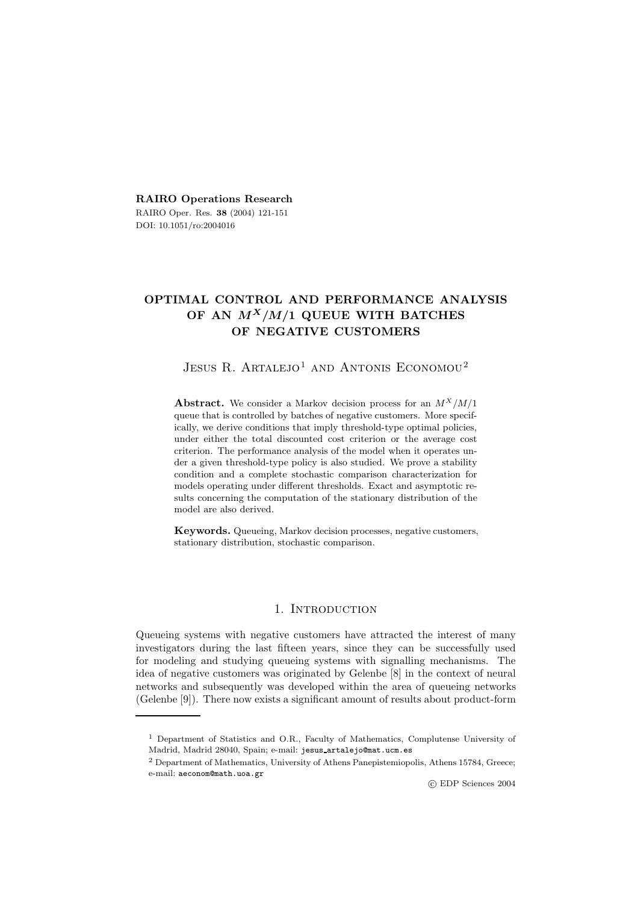**RAIRO Operations Research**

RAIRO Oper. Res. **38** (2004) 121-151

DOI: 10.1051/ro:2004016

# OPTIMAL CONTROL AND PERFORMANCE ANALYSIS OF AN $M^X/M/1$ QUEUE WITH BATCHES OF NEGATIVE CUSTOMERS

Jesus R. Artalejo[1] and Antonis Economou[2]

**Abstract.** We consider a Markov decision process for an $M^X/M/1$ queue that is controlled by batches of negative customers. More specifically, we derive conditions that imply threshold-type optimal policies, under either the total discounted cost criterion or the average cost criterion. The performance analysis of the model when it operates under a given threshold-type policy is also studied. We prove a stability condition and a complete stochastic comparison characterization for models operating under different thresholds. Exact and asymptotic results concerning the computation of the stationary distribution of the model are also derived.

**Keywords.** Queueing, Markov decision processes, negative customers, stationary distribution, stochastic comparison.

## 1. Introduction

Queueing systems with negative customers have attracted the interest of many investigators during the last fifteen years, since they can be successfully used for modeling and studying queueing systems with signalling mechanisms. The idea of negative customers was originated by Gelenbe [8] in the context of neural networks and subsequently was developed within the area of queueing networks (Gelenbe [9]). There now exists a significant amount of results about product-form

[1] Department of Statistics and O.R., Faculty of Mathematics, Complutense University of Madrid, Madrid 28040, Spain; e-mail: jesus_artalejo@mat.ucm.es

[2] Department of Mathematics, University of Athens Panepistemiopolis, Athens 15784, Greece; e-mail: aeconom@math.uoa.gr

© EDP Sciences 2004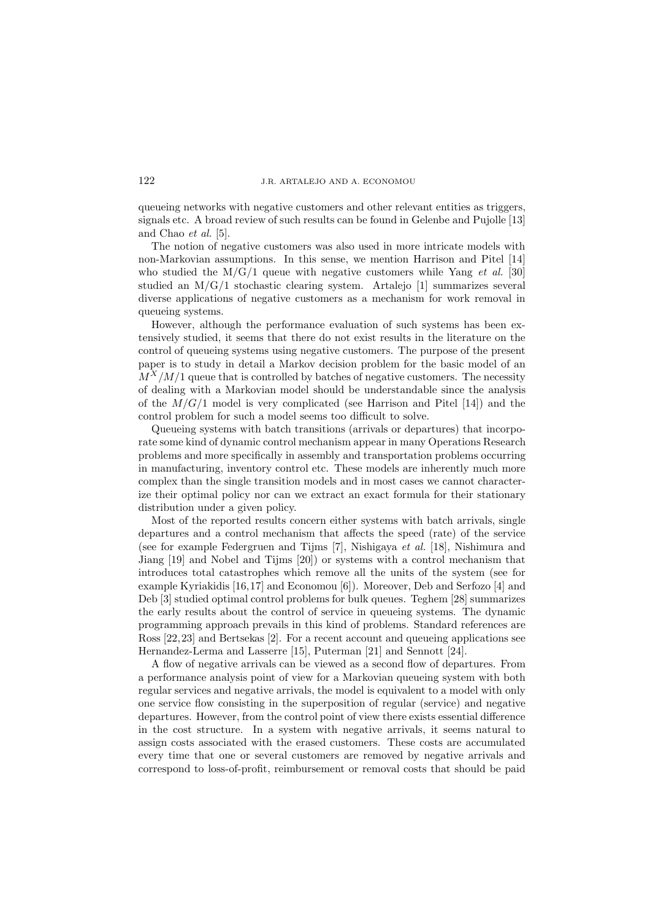queueing networks with negative customers and other relevant entities as triggers, signals etc. A broad review of such results can be found in Gelenbe and Pujolle [13] and Chao *et al.* [5].

The notion of negative customers was also used in more intricate models with non-Markovian assumptions. In this sense, we mention Harrison and Pitel [14] who studied the M/G/1 queue with negative customers while Yang *et al.* [30] studied an M/G/1 stochastic clearing system. Artalejo [1] summarizes several diverse applications of negative customers as a mechanism for work removal in queueing systems.

However, although the performance evaluation of such systems has been extensively studied, it seems that there do not exist results in the literature on the control of queueing systems using negative customers. The purpose of the present paper is to study in detail a Markov decision problem for the basic model of an $M^X/M/1$ queue that is controlled by batches of negative customers. The necessity of dealing with a Markovian model should be understandable since the analysis of the $M/G/1$ model is very complicated (see Harrison and Pitel [14]) and the control problem for such a model seems too difficult to solve.

Queueing systems with batch transitions (arrivals or departures) that incorporate some kind of dynamic control mechanism appear in many Operations Research problems and more specifically in assembly and transportation problems occurring in manufacturing, inventory control etc. These models are inherently much more complex than the single transition models and in most cases we cannot characterize their optimal policy nor can we extract an exact formula for their stationary distribution under a given policy.

Most of the reported results concern either systems with batch arrivals, single departures and a control mechanism that affects the speed (rate) of the service (see for example Federgruen and Tijms [7], Nishigaya *et al.* [18], Nishimura and Jiang [19] and Nobel and Tijms [20]) or systems with a control mechanism that introduces total catastrophes which remove all the units of the system (see for example Kyriakidis [16,17] and Economou [6]). Moreover, Deb and Serfozo [4] and Deb [3] studied optimal control problems for bulk queues. Teghem [28] summarizes the early results about the control of service in queueing systems. The dynamic programming approach prevails in this kind of problems. Standard references are Ross [22,23] and Bertsekas [2]. For a recent account and queueing applications see Hernandez-Lerma and Lasserre [15], Puterman [21] and Sennott [24].

A flow of negative arrivals can be viewed as a second flow of departures. From a performance analysis point of view for a Markovian queueing system with both regular services and negative arrivals, the model is equivalent to a model with only one service flow consisting in the superposition of regular (service) and negative departures. However, from the control point of view there exists essential difference in the cost structure. In a system with negative arrivals, it seems natural to assign costs associated with the erased customers. These costs are accumulated every time that one or several customers are removed by negative arrivals and correspond to loss-of-profit, reimbursement or removal costs that should be paid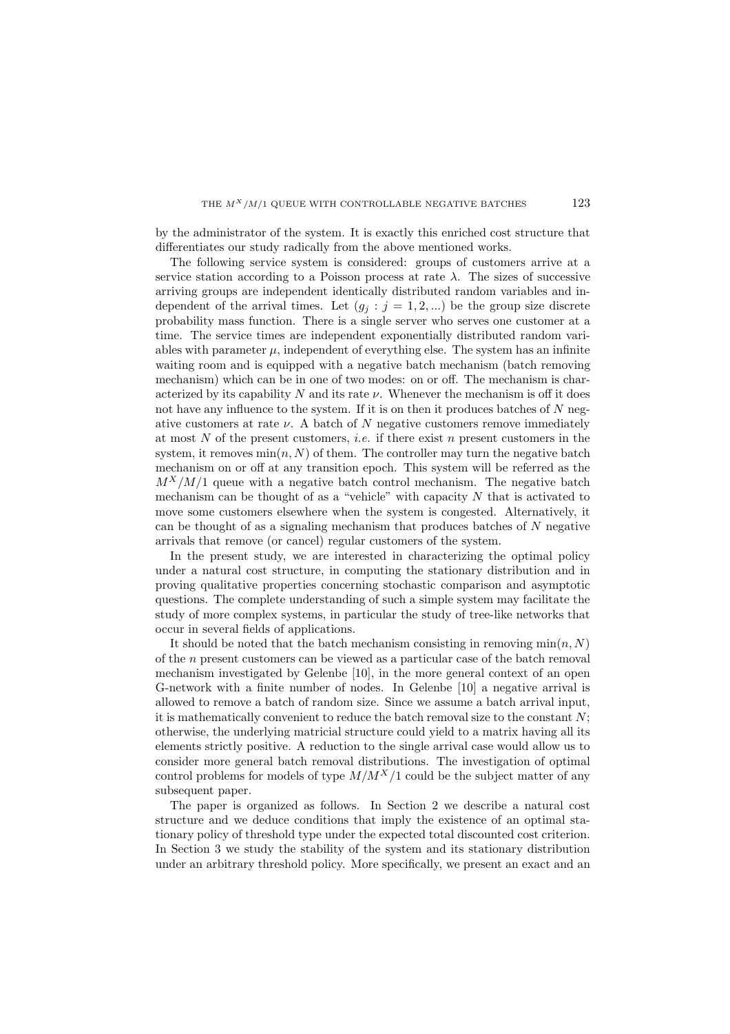by the administrator of the system. It is exactly this enriched cost structure that differentiates our study radically from the above mentioned works.

The following service system is considered: groups of customers arrive at a service station according to a Poisson process at rate $\lambda$. The sizes of successive arriving groups are independent identically distributed random variables and independent of the arrival times. Let $(g_j : j = 1, 2, ...)$ be the group size discrete probability mass function. There is a single server who serves one customer at a time. The service times are independent exponentially distributed random variables with parameter $\mu$, independent of everything else. The system has an infinite waiting room and is equipped with a negative batch mechanism (batch removing mechanism) which can be in one of two modes: on or off. The mechanism is characterized by its capability $N$ and its rate $\nu$. Whenever the mechanism is off it does not have any influence to the system. If it is on then it produces batches of $N$ negative customers at rate $\nu$. A batch of $N$ negative customers remove immediately at most $N$ of the present customers, *i.e.* if there exist $n$ present customers in the system, it removes $\min(n, N)$ of them. The controller may turn the negative batch mechanism on or off at any transition epoch. This system will be referred as the $M^X/M/1$ queue with a negative batch control mechanism. The negative batch mechanism can be thought of as a "vehicle" with capacity $N$ that is activated to move some customers elsewhere when the system is congested. Alternatively, it can be thought of as a signaling mechanism that produces batches of $N$ negative arrivals that remove (or cancel) regular customers of the system.

In the present study, we are interested in characterizing the optimal policy under a natural cost structure, in computing the stationary distribution and in proving qualitative properties concerning stochastic comparison and asymptotic questions. The complete understanding of such a simple system may facilitate the study of more complex systems, in particular the study of tree-like networks that occur in several fields of applications.

It should be noted that the batch mechanism consisting in removing $\min(n, N)$ of the $n$ present customers can be viewed as a particular case of the batch removal mechanism investigated by Gelenbe [10], in the more general context of an open G-network with a finite number of nodes. In Gelenbe [10] a negative arrival is allowed to remove a batch of random size. Since we assume a batch arrival input, it is mathematically convenient to reduce the batch removal size to the constant $N$; otherwise, the underlying matricial structure could yield to a matrix having all its elements strictly positive. A reduction to the single arrival case would allow us to consider more general batch removal distributions. The investigation of optimal control problems for models of type $M/M^X/1$ could be the subject matter of any subsequent paper.

The paper is organized as follows. In Section 2 we describe a natural cost structure and we deduce conditions that imply the existence of an optimal stationary policy of threshold type under the expected total discounted cost criterion. In Section 3 we study the stability of the system and its stationary distribution under an arbitrary threshold policy. More specifically, we present an exact and an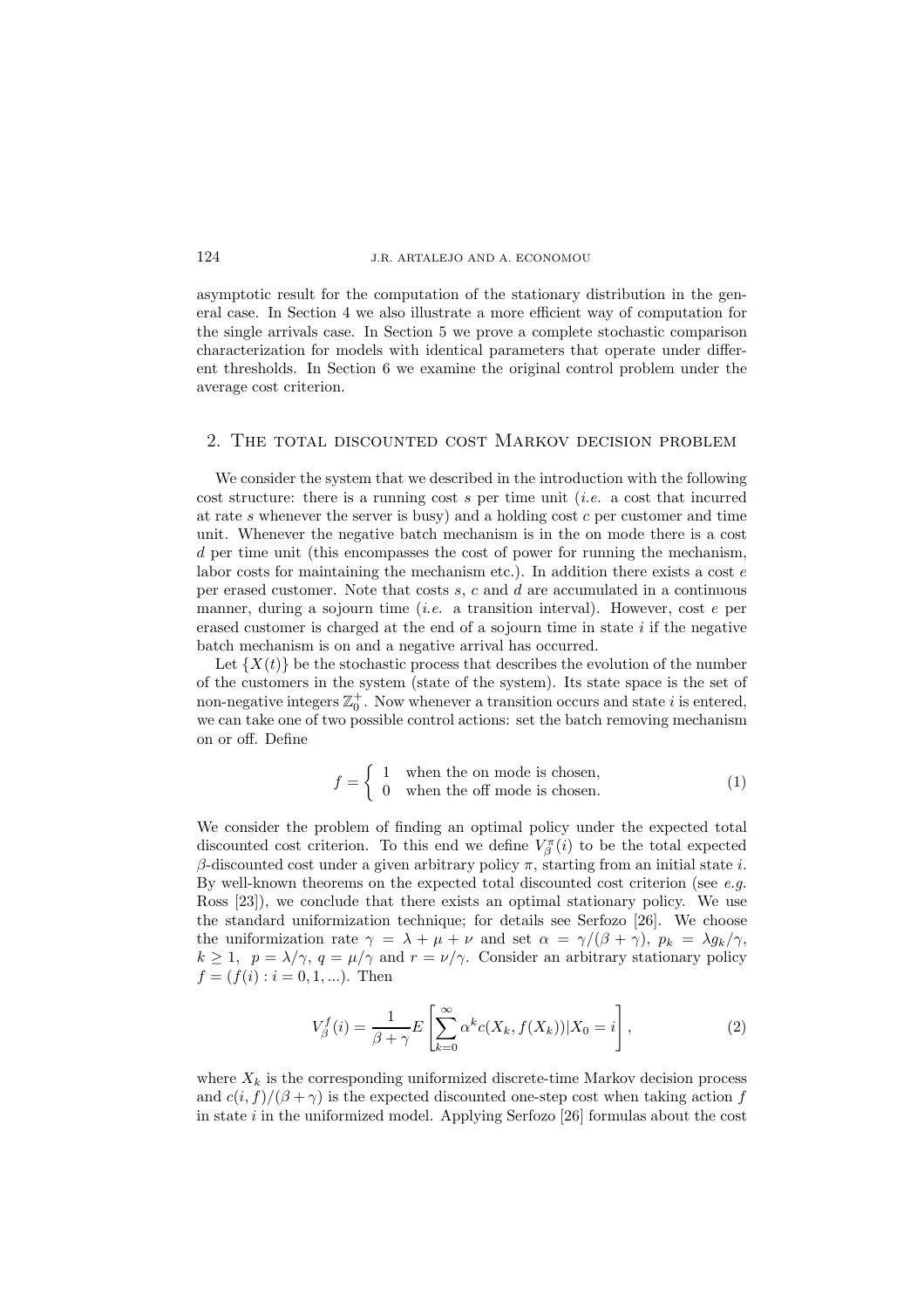asymptotic result for the computation of the stationary distribution in the general case. In Section 4 we also illustrate a more efficient way of computation for the single arrivals case. In Section 5 we prove a complete stochastic comparison characterization for models with identical parameters that operate under different thresholds. In Section 6 we examine the original control problem under the average cost criterion.

## 2. The total discounted cost Markov decision problem

We consider the system that we described in the introduction with the following cost structure: there is a running cost $s$ per time unit (*i.e.* a cost that incurred at rate $s$ whenever the server is busy) and a holding cost $c$ per customer and time unit. Whenever the negative batch mechanism is in the on mode there is a cost $d$ per time unit (this encompasses the cost of power for running the mechanism, labor costs for maintaining the mechanism etc.). In addition there exists a cost $e$ per erased customer. Note that costs $s$, $c$ and $d$ are accumulated in a continuous manner, during a sojourn time (*i.e.* a transition interval). However, cost $e$ per erased customer is charged at the end of a sojourn time in state $i$ if the negative batch mechanism is on and a negative arrival has occurred.

Let $\{X(t)\}$ be the stochastic process that describes the evolution of the number of the customers in the system (state of the system). Its state space is the set of non-negative integers $\mathbb{Z}_0^+$. Now whenever a transition occurs and state $i$ is entered, we can take one of two possible control actions: set the batch removing mechanism on or off. Define

$$f = \begin{cases} 1 & \text{when the on mode is chosen,} \\ 0 & \text{when the off mode is chosen.} \end{cases} \tag{1}$$

We consider the problem of finding an optimal policy under the expected total discounted cost criterion. To this end we define $V_\beta^\pi(i)$ to be the total expected $\beta$-discounted cost under a given arbitrary policy $\pi$, starting from an initial state $i$. By well-known theorems on the expected total discounted cost criterion (see *e.g.* Ross [23]), we conclude that there exists an optimal stationary policy. We use the standard uniformization technique; for details see Serfozo [26]. We choose the uniformization rate $\gamma = \lambda + \mu + \nu$ and set $\alpha = \gamma/(\beta + \gamma)$, $p_k = \lambda g_k/\gamma$, $k \geq 1$, $p = \lambda/\gamma$, $q = \mu/\gamma$ and $r = \nu/\gamma$. Consider an arbitrary stationary policy $f = (f(i) : i = 0, 1, ...)$. Then

$$V_\beta^f(i) = \frac{1}{\beta + \gamma} E\left[\sum_{k=0}^{\infty} \alpha^k c(X_k, f(X_k)) | X_0 = i\right], \tag{2}$$

where $X_k$ is the corresponding uniformized discrete-time Markov decision process and $c(i, f)/(\beta + \gamma)$ is the expected discounted one-step cost when taking action $f$ in state $i$ in the uniformized model. Applying Serfozo [26] formulas about the cost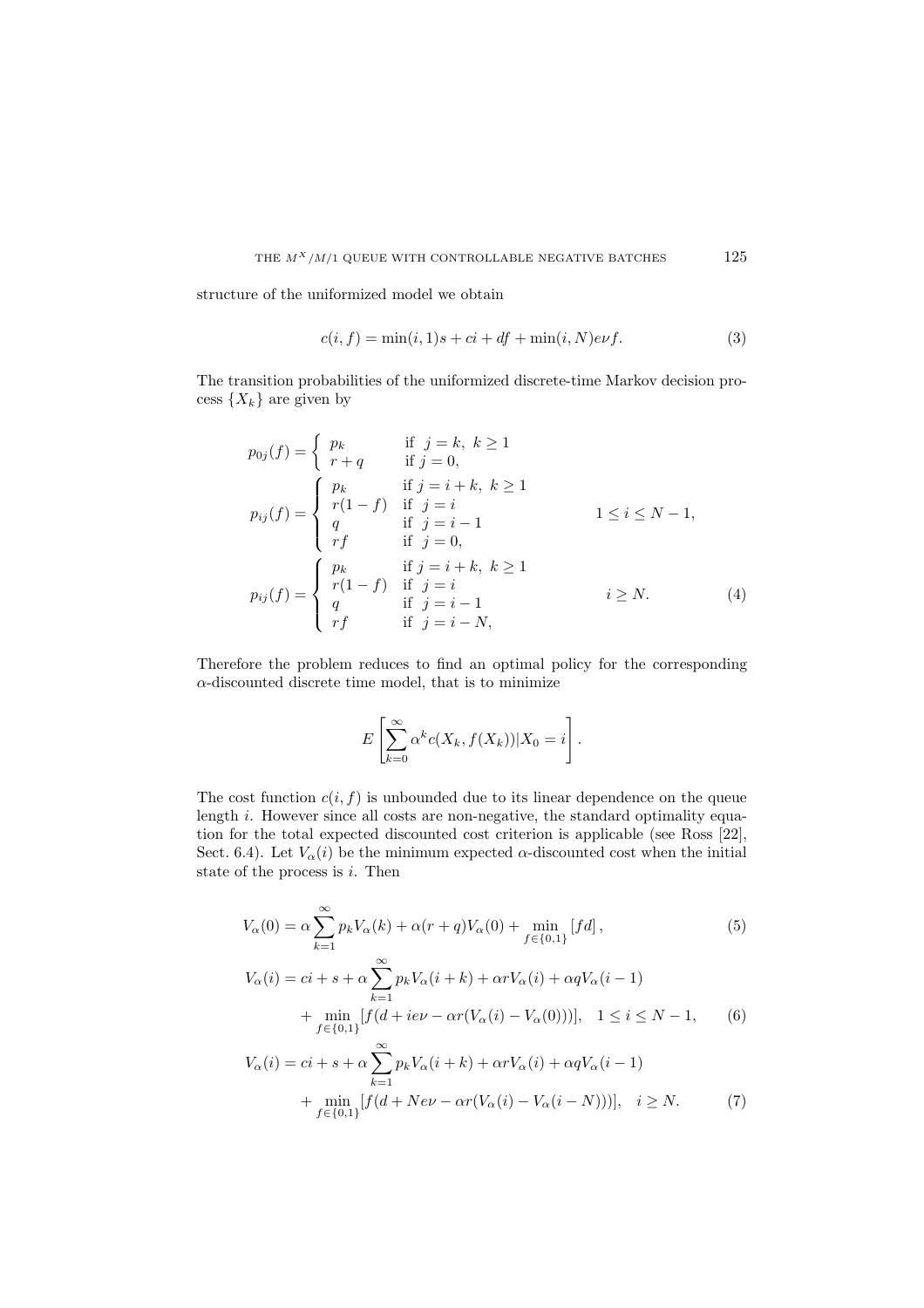structure of the uniformized model we obtain

$$c(i, f) = \min(i, 1)s + ci + df + \min(i, N)e\nu f. \tag{3}$$

The transition probabilities of the uniformized discrete-time Markov decision process $\{X_k\}$ are given by

$$p_{0j}(f) = \begin{cases} p_k & \text{if } \ j = k, \ k \geq 1 \\ r + q & \text{if } j = 0, \end{cases}$$

$$p_{ij}(f) = \begin{cases} p_k & \text{if } \ j = i + k, \ k \geq 1 \\ r(1-f) & \text{if } \ j = i \\ q & \text{if } \ j = i - 1 \\ rf & \text{if } \ j = 0, \end{cases} \qquad 1 \leq i \leq N - 1,$$

$$p_{ij}(f) = \begin{cases} p_k & \text{if } \ j = i + k, \ k \geq 1 \\ r(1-f) & \text{if } \ j = i \\ q & \text{if } \ j = i - 1 \\ rf & \text{if } \ j = i - N, \end{cases} \qquad i \geq N. \tag{4}$$

Therefore the problem reduces to find an optimal policy for the corresponding $\alpha$-discounted discrete time model, that is to minimize

$$E\left[\sum_{k=0}^{\infty} \alpha^k c(X_k, f(X_k)) | X_0 = i\right].$$

The cost function $c(i, f)$ is unbounded due to its linear dependence on the queue length $i$. However since all costs are non-negative, the standard optimality equation for the total expected discounted cost criterion is applicable (see Ross [22], Sect. 6.4). Let $V_\alpha(i)$ be the minimum expected $\alpha$-discounted cost when the initial state of the process is $i$. Then

$$V_\alpha(0) = \alpha \sum_{k=1}^{\infty} p_k V_\alpha(k) + \alpha(r + q)V_\alpha(0) + \min_{f \in \{0,1\}} [fd], \tag{5}$$

$$V_\alpha(i) = ci + s + \alpha \sum_{k=1}^{\infty} p_k V_\alpha(i + k) + \alpha r V_\alpha(i) + \alpha q V_\alpha(i - 1) + \min_{f \in \{0,1\}} [f(d + ie\nu - \alpha r(V_\alpha(i) - V_\alpha(0)))], \quad 1 \leq i \leq N - 1, \tag{6}$$

$$V_\alpha(i) = ci + s + \alpha \sum_{k=1}^{\infty} p_k V_\alpha(i + k) + \alpha r V_\alpha(i) + \alpha q V_\alpha(i - 1) + \min_{f \in \{0,1\}} [f(d + Ne\nu - \alpha r(V_\alpha(i) - V_\alpha(i - N)))], \quad i \geq N. \tag{7}$$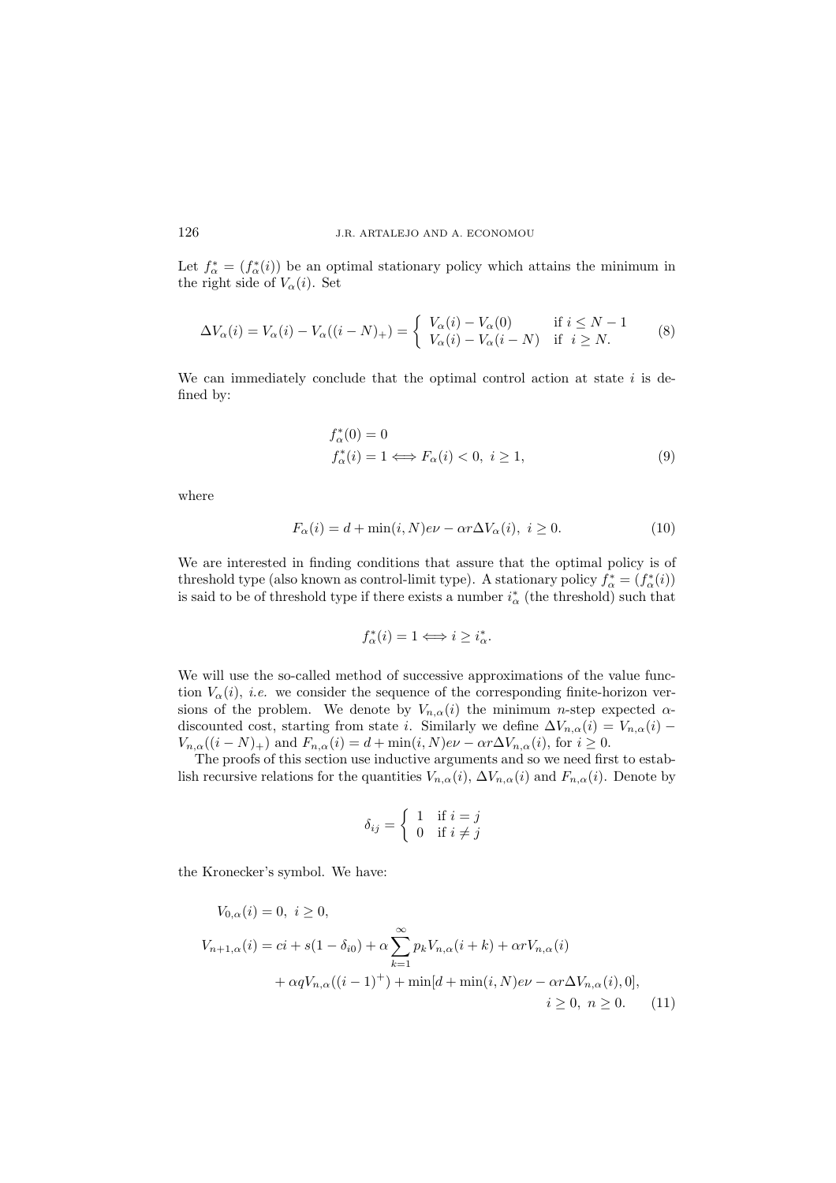Let $f^*_\alpha = (f^*_\alpha(i))$ be an optimal stationary policy which attains the minimum in the right side of $V_\alpha(i)$. Set

$$\Delta V_\alpha(i) = V_\alpha(i) - V_\alpha((i-N)_+) = \begin{cases} V_\alpha(i) - V_\alpha(0) & \text{if } i \leq N-1 \\ V_\alpha(i) - V_\alpha(i-N) & \text{if } i \geq N. \end{cases} \tag{8}$$

We can immediately conclude that the optimal control action at state $i$ is defined by:

$$\begin{aligned} &f^*_\alpha(0) = 0 \\ &f^*_\alpha(i) = 1 \Longleftrightarrow F_\alpha(i) < 0, \; i \geq 1, \end{aligned} \tag{9}$$

where

$$F_\alpha(i) = d + \min(i, N)e\nu - \alpha r \Delta V_\alpha(i), \; i \geq 0. \tag{10}$$

We are interested in finding conditions that assure that the optimal policy is of threshold type (also known as control-limit type). A stationary policy $f^*_\alpha = (f^*_\alpha(i))$ is said to be of threshold type if there exists a number $i^*_\alpha$ (the threshold) such that

$$f^*_\alpha(i) = 1 \Longleftrightarrow i \geq i^*_\alpha.$$

We will use the so-called method of successive approximations of the value function $V_\alpha(i)$, *i.e.* we consider the sequence of the corresponding finite-horizon versions of the problem. We denote by $V_{n,\alpha}(i)$ the minimum $n$-step expected $\alpha$-discounted cost, starting from state $i$. Similarly we define $\Delta V_{n,\alpha}(i) = V_{n,\alpha}(i) - V_{n,\alpha}((i-N)_+)$ and $F_{n,\alpha}(i) = d + \min(i, N)e\nu - \alpha r \Delta V_{n,\alpha}(i)$, for $i \geq 0$.

The proofs of this section use inductive arguments and so we need first to establish recursive relations for the quantities $V_{n,\alpha}(i)$, $\Delta V_{n,\alpha}(i)$ and $F_{n,\alpha}(i)$. Denote by

$$\delta_{ij} = \begin{cases} 1 & \text{if } i = j \\ 0 & \text{if } i \neq j \end{cases}$$

the Kronecker's symbol. We have:

$$\begin{aligned} V_{0,\alpha}(i) &= 0, \; i \geq 0, \\ V_{n+1,\alpha}(i) &= ci + s(1-\delta_{i0}) + \alpha \sum_{k=1}^{\infty} p_k V_{n,\alpha}(i+k) + \alpha r V_{n,\alpha}(i) \\ &\quad + \alpha q V_{n,\alpha}((i-1)^+) + \min[d + \min(i,N)e\nu - \alpha r \Delta V_{n,\alpha}(i), 0], \\ &\qquad\qquad\qquad\qquad\qquad\qquad\qquad\qquad i \geq 0, \; n \geq 0. \end{aligned} \tag{11}$$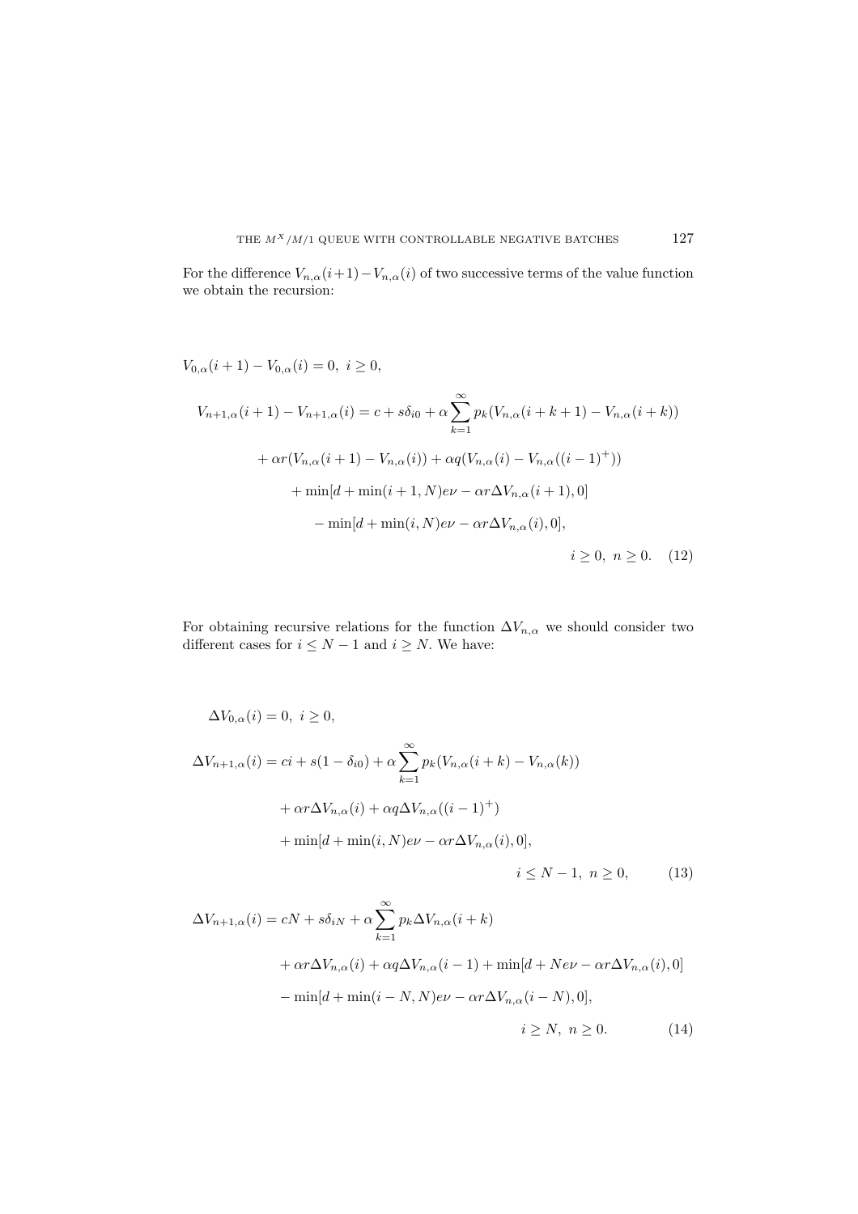For the difference $V_{n,\alpha}(i+1)-V_{n,\alpha}(i)$ of two successive terms of the value function we obtain the recursion:

$$V_{0,\alpha}(i+1) - V_{0,\alpha}(i) = 0,\ i \geq 0,$$

$$\begin{aligned}
V_{n+1,\alpha}(i+1) - V_{n+1,\alpha}(i) &= c + s\delta_{i0} + \alpha \sum_{k=1}^{\infty} p_k (V_{n,\alpha}(i+k+1) - V_{n,\alpha}(i+k)) \\
&+ \alpha r (V_{n,\alpha}(i+1) - V_{n,\alpha}(i)) + \alpha q (V_{n,\alpha}(i) - V_{n,\alpha}((i-1)^+)) \\
&+ \min[d + \min(i+1, N)e\nu - \alpha r \Delta V_{n,\alpha}(i+1), 0] \\
&- \min[d + \min(i, N)e\nu - \alpha r \Delta V_{n,\alpha}(i), 0], \\
&\qquad i \geq 0,\ n \geq 0. \qquad (12)
\end{aligned}$$

For obtaining recursive relations for the function $\Delta V_{n,\alpha}$ we should consider two different cases for $i \leq N-1$ and $i \geq N$. We have:

$$\Delta V_{0,\alpha}(i) = 0,\ i \geq 0,$$

$$\begin{aligned}
\Delta V_{n+1,\alpha}(i) &= ci + s(1-\delta_{i0}) + \alpha \sum_{k=1}^{\infty} p_k (V_{n,\alpha}(i+k) - V_{n,\alpha}(k)) \\
&+ \alpha r \Delta V_{n,\alpha}(i) + \alpha q \Delta V_{n,\alpha}((i-1)^+) \\
&+ \min[d + \min(i, N)e\nu - \alpha r \Delta V_{n,\alpha}(i), 0], \\
&\qquad i \leq N-1,\ n \geq 0, \qquad (13)
\end{aligned}$$

$$\begin{aligned}
\Delta V_{n+1,\alpha}(i) &= cN + s\delta_{iN} + \alpha \sum_{k=1}^{\infty} p_k \Delta V_{n,\alpha}(i+k) \\
&+ \alpha r \Delta V_{n,\alpha}(i) + \alpha q \Delta V_{n,\alpha}(i-1) + \min[d + Ne\nu - \alpha r \Delta V_{n,\alpha}(i), 0] \\
&- \min[d + \min(i-N, N)e\nu - \alpha r \Delta V_{n,\alpha}(i-N), 0], \\
&\qquad i \geq N,\ n \geq 0. \qquad (14)
\end{aligned}$$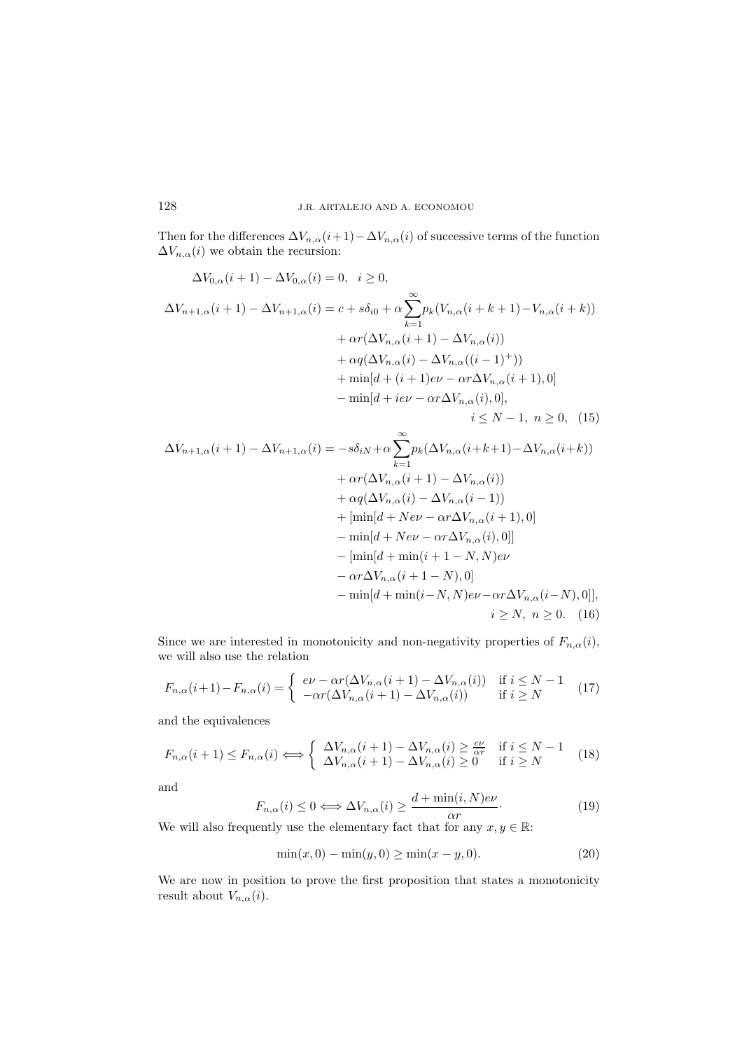Then for the differences $\Delta V_{n,\alpha}(i+1) - \Delta V_{n,\alpha}(i)$ of successive terms of the function $\Delta V_{n,\alpha}(i)$ we obtain the recursion:

$$
\begin{aligned}
\Delta V_{0,\alpha}(i+1) - \Delta V_{0,\alpha}(i) &= 0, \quad i \geq 0, \\
\Delta V_{n+1,\alpha}(i+1) - \Delta V_{n+1,\alpha}(i) &= c + s\delta_{i0} + \alpha \sum_{k=1}^{\infty} p_k (V_{n,\alpha}(i+k+1) - V_{n,\alpha}(i+k)) \\
&\quad + \alpha r (\Delta V_{n,\alpha}(i+1) - \Delta V_{n,\alpha}(i)) \\
&\quad + \alpha q (\Delta V_{n,\alpha}(i) - \Delta V_{n,\alpha}((i-1)^+)) \\
&\quad + \min[d + (i+1)e\nu - \alpha r \Delta V_{n,\alpha}(i+1), 0] \\
&\quad - \min[d + ie\nu - \alpha r \Delta V_{n,\alpha}(i), 0], \\
&\qquad\qquad\qquad i \leq N-1, \ n \geq 0, \quad (15) \\
\Delta V_{n+1,\alpha}(i+1) - \Delta V_{n+1,\alpha}(i) &= -s\delta_{iN} + \alpha \sum_{k=1}^{\infty} p_k (\Delta V_{n,\alpha}(i+k+1) - \Delta V_{n,\alpha}(i+k)) \\
&\quad + \alpha r (\Delta V_{n,\alpha}(i+1) - \Delta V_{n,\alpha}(i)) \\
&\quad + \alpha q (\Delta V_{n,\alpha}(i) - \Delta V_{n,\alpha}(i-1)) \\
&\quad + [\min[d + Ne\nu - \alpha r \Delta V_{n,\alpha}(i+1), 0] \\
&\quad - \min[d + Ne\nu - \alpha r \Delta V_{n,\alpha}(i), 0]] \\
&\quad - [\min[d + \min(i+1-N, N)e\nu \\
&\quad - \alpha r \Delta V_{n,\alpha}(i+1-N), 0] \\
&\quad - \min[d + \min(i-N, N)e\nu - \alpha r \Delta V_{n,\alpha}(i-N), 0]], \\
&\qquad\qquad\qquad i \geq N, \ n \geq 0. \quad (16)
\end{aligned}
$$

Since we are interested in monotonicity and non-negativity properties of $F_{n,\alpha}(i)$, we will also use the relation

$$
F_{n,\alpha}(i+1) - F_{n,\alpha}(i) = \begin{cases} e\nu - \alpha r (\Delta V_{n,\alpha}(i+1) - \Delta V_{n,\alpha}(i)) & \text{if } i \leq N-1 \\ -\alpha r (\Delta V_{n,\alpha}(i+1) - \Delta V_{n,\alpha}(i)) & \text{if } i \geq N \end{cases} \quad (17)
$$

and the equivalences

$$
F_{n,\alpha}(i+1) \leq F_{n,\alpha}(i) \Longleftrightarrow \begin{cases} \Delta V_{n,\alpha}(i+1) - \Delta V_{n,\alpha}(i) \geq \frac{e\nu}{\alpha r} & \text{if } i \leq N-1 \\ \Delta V_{n,\alpha}(i+1) - \Delta V_{n,\alpha}(i) \geq 0 & \text{if } i \geq N \end{cases} \quad (18)
$$

and

$$
F_{n,\alpha}(i) \leq 0 \Longleftrightarrow \Delta V_{n,\alpha}(i) \geq \frac{d + \min(i, N)e\nu}{\alpha r}. \quad (19)
$$

We will also frequently use the elementary fact that for any $x, y \in \mathbb{R}$:

$$
\min(x, 0) - \min(y, 0) \geq \min(x - y, 0). \quad (20)
$$

We are now in position to prove the first proposition that states a monotonicity result about $V_{n,\alpha}(i)$.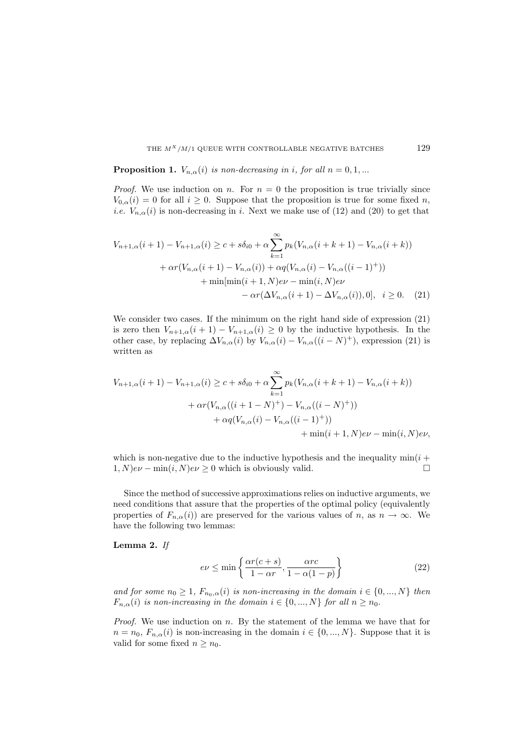**Proposition 1.** *$V_{n,\alpha}(i)$ is non-decreasing in $i$, for all $n = 0, 1, ...$*

*Proof.* We use induction on $n$. For $n = 0$ the proposition is true trivially since $V_{0,\alpha}(i) = 0$ for all $i \geq 0$. Suppose that the proposition is true for some fixed $n$, *i.e.* $V_{n,\alpha}(i)$ is non-decreasing in $i$. Next we make use of (12) and (20) to get that

$$
\begin{aligned}
V_{n+1,\alpha}(i+1) - V_{n+1,\alpha}(i) \geq c + s\delta_{i0} + \alpha \sum_{k=1}^{\infty} p_k (V_{n,\alpha}(i+k+1) - V_{n,\alpha}(i+k)) \\
+ \alpha r (V_{n,\alpha}(i+1) - V_{n,\alpha}(i)) + \alpha q (V_{n,\alpha}(i) - V_{n,\alpha}((i-1)^+)) \\
+ \min[\min(i+1, N)e\nu - \min(i, N)e\nu \\
- \alpha r (\Delta V_{n,\alpha}(i+1) - \Delta V_{n,\alpha}(i)), 0], \quad i \geq 0. \quad (21)
\end{aligned}
$$

We consider two cases. If the minimum on the right hand side of expression (21) is zero then $V_{n+1,\alpha}(i+1) - V_{n+1,\alpha}(i) \geq 0$ by the inductive hypothesis. In the other case, by replacing $\Delta V_{n,\alpha}(i)$ by $V_{n,\alpha}(i) - V_{n,\alpha}((i-N)^+)$, expression (21) is written as

$$
\begin{aligned}
V_{n+1,\alpha}(i+1) - V_{n+1,\alpha}(i) \geq c + s\delta_{i0} + \alpha \sum_{k=1}^{\infty} p_k (V_{n,\alpha}(i+k+1) - V_{n,\alpha}(i+k)) \\
+ \alpha r (V_{n,\alpha}((i+1-N)^+) - V_{n,\alpha}((i-N)^+)) \\
+ \alpha q (V_{n,\alpha}(i) - V_{n,\alpha}((i-1)^+)) \\
+ \min(i+1, N)e\nu - \min(i, N)e\nu,
\end{aligned}
$$

which is non-negative due to the inductive hypothesis and the inequality $\min(i+1, N)e\nu - \min(i, N)e\nu \geq 0$ which is obviously valid. □

Since the method of successive approximations relies on inductive arguments, we need conditions that assure that the properties of the optimal policy (equivalently properties of $F_{n,\alpha}(i)$) are preserved for the various values of $n$, as $n \to \infty$. We have the following two lemmas:

**Lemma 2.** *If*

$$
e\nu \leq \min \left\{ \frac{\alpha r (c+s)}{1 - \alpha r}, \frac{\alpha r c}{1 - \alpha(1-p)} \right\} \quad (22)
$$

*and for some $n_0 \geq 1$, $F_{n_0,\alpha}(i)$ is non-increasing in the domain $i \in \{0, ..., N\}$ then $F_{n,\alpha}(i)$ is non-increasing in the domain $i \in \{0, ..., N\}$ for all $n \geq n_0$.*

*Proof.* We use induction on $n$. By the statement of the lemma we have that for $n = n_0$, $F_{n,\alpha}(i)$ is non-increasing in the domain $i \in \{0, ..., N\}$. Suppose that it is valid for some fixed $n \geq n_0$.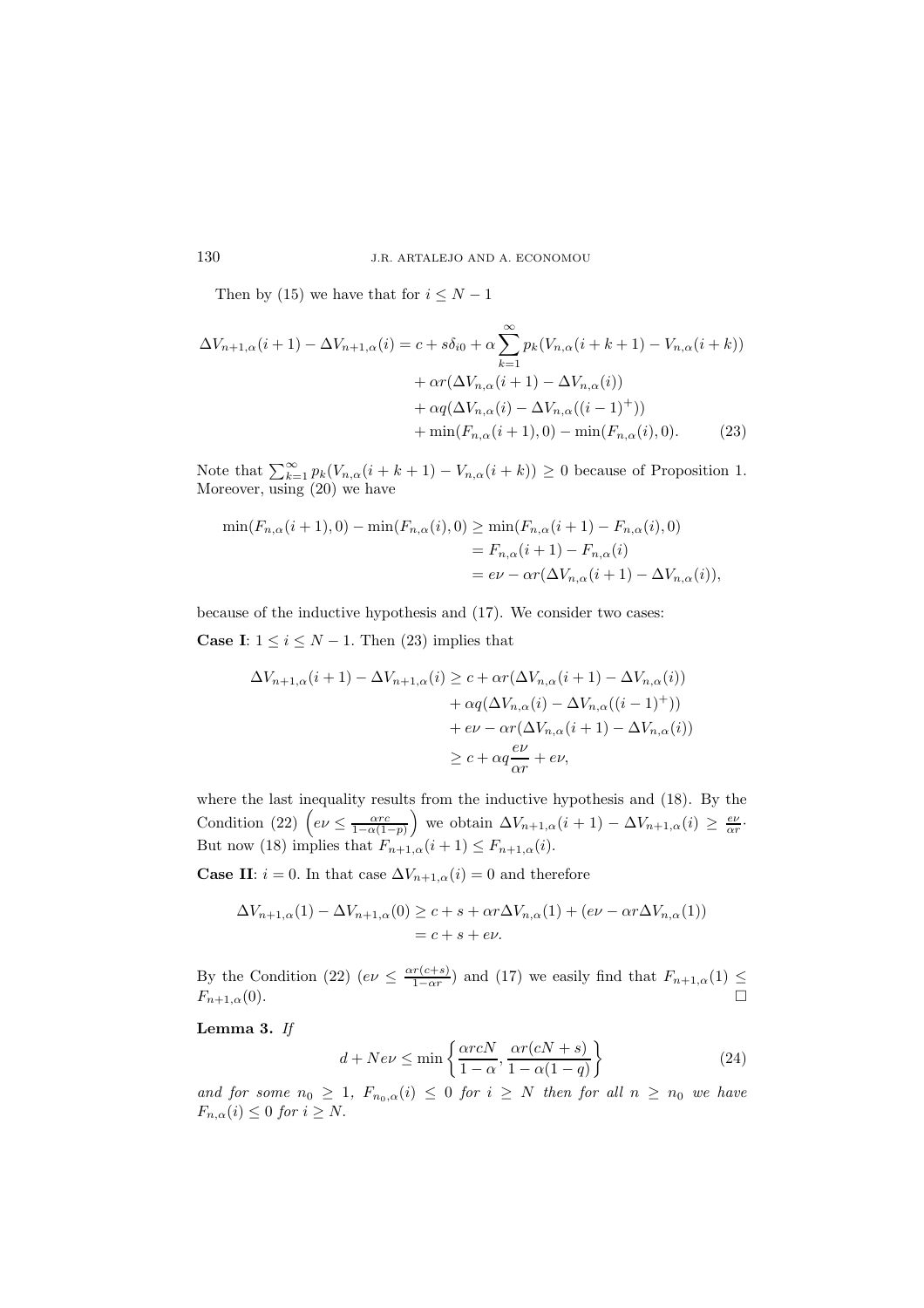Then by (15) we have that for $i \leq N-1$

$$
\begin{aligned}
\Delta V_{n+1,\alpha}(i+1) - \Delta V_{n+1,\alpha}(i) = c + s\delta_{i0} + \alpha \sum_{k=1}^{\infty} p_k (V_{n,\alpha}(i+k+1) - V_{n,\alpha}(i+k)) \\
+ \alpha r (\Delta V_{n,\alpha}(i+1) - \Delta V_{n,\alpha}(i)) \\
+ \alpha q (\Delta V_{n,\alpha}(i) - \Delta V_{n,\alpha}((i-1)^+)) \\
+ \min(F_{n,\alpha}(i+1), 0) - \min(F_{n,\alpha}(i), 0). \qquad (23)
\end{aligned}
$$

Note that $\sum_{k=1}^{\infty} p_k (V_{n,\alpha}(i+k+1) - V_{n,\alpha}(i+k)) \geq 0$ because of Proposition 1. Moreover, using (20) we have

$$
\begin{aligned}
\min(F_{n,\alpha}(i+1), 0) - \min(F_{n,\alpha}(i), 0) &\geq \min(F_{n,\alpha}(i+1) - F_{n,\alpha}(i), 0) \\
&= F_{n,\alpha}(i+1) - F_{n,\alpha}(i) \\
&= e\nu - \alpha r (\Delta V_{n,\alpha}(i+1) - \Delta V_{n,\alpha}(i)),
\end{aligned}
$$

because of the inductive hypothesis and (17). We consider two cases:

**Case I**: $1 \leq i \leq N-1$. Then (23) implies that

$$
\begin{aligned}
\Delta V_{n+1,\alpha}(i+1) - \Delta V_{n+1,\alpha}(i) &\geq c + \alpha r (\Delta V_{n,\alpha}(i+1) - \Delta V_{n,\alpha}(i)) \\
&\quad + \alpha q (\Delta V_{n,\alpha}(i) - \Delta V_{n,\alpha}((i-1)^+)) \\
&\quad + e\nu - \alpha r (\Delta V_{n,\alpha}(i+1) - \Delta V_{n,\alpha}(i)) \\
&\geq c + \alpha q \frac{e\nu}{\alpha r} + e\nu,
\end{aligned}
$$

where the last inequality results from the inductive hypothesis and (18). By the Condition (22) $\left( e\nu \leq \frac{\alpha r c}{1 - \alpha(1-p)} \right)$ we obtain $\Delta V_{n+1,\alpha}(i+1) - \Delta V_{n+1,\alpha}(i) \geq \frac{e\nu}{\alpha r}$. But now (18) implies that $F_{n+1,\alpha}(i+1) \leq F_{n+1,\alpha}(i)$.

**Case II**: $i = 0$. In that case $\Delta V_{n+1,\alpha}(i) = 0$ and therefore

$$
\begin{aligned}
\Delta V_{n+1,\alpha}(1) - \Delta V_{n+1,\alpha}(0) &\geq c + s + \alpha r \Delta V_{n,\alpha}(1) + (e\nu - \alpha r \Delta V_{n,\alpha}(1)) \\
&= c + s + e\nu.
\end{aligned}
$$

By the Condition (22) ($e\nu \leq \frac{\alpha r(c+s)}{1-\alpha r}$) and (17) we easily find that $F_{n+1,\alpha}(1) \leq F_{n+1,\alpha}(0)$. □

**Lemma 3.** *If*

$$
d + Ne\nu \leq \min \left\{ \frac{\alpha r c N}{1-\alpha}, \frac{\alpha r (cN + s)}{1 - \alpha(1-q)} \right\} \qquad (24)
$$

*and for some $n_0 \geq 1$, $F_{n_0,\alpha}(i) \leq 0$ for $i \geq N$ then for all $n \geq n_0$ we have $F_{n,\alpha}(i) \leq 0$ for $i \geq N$.*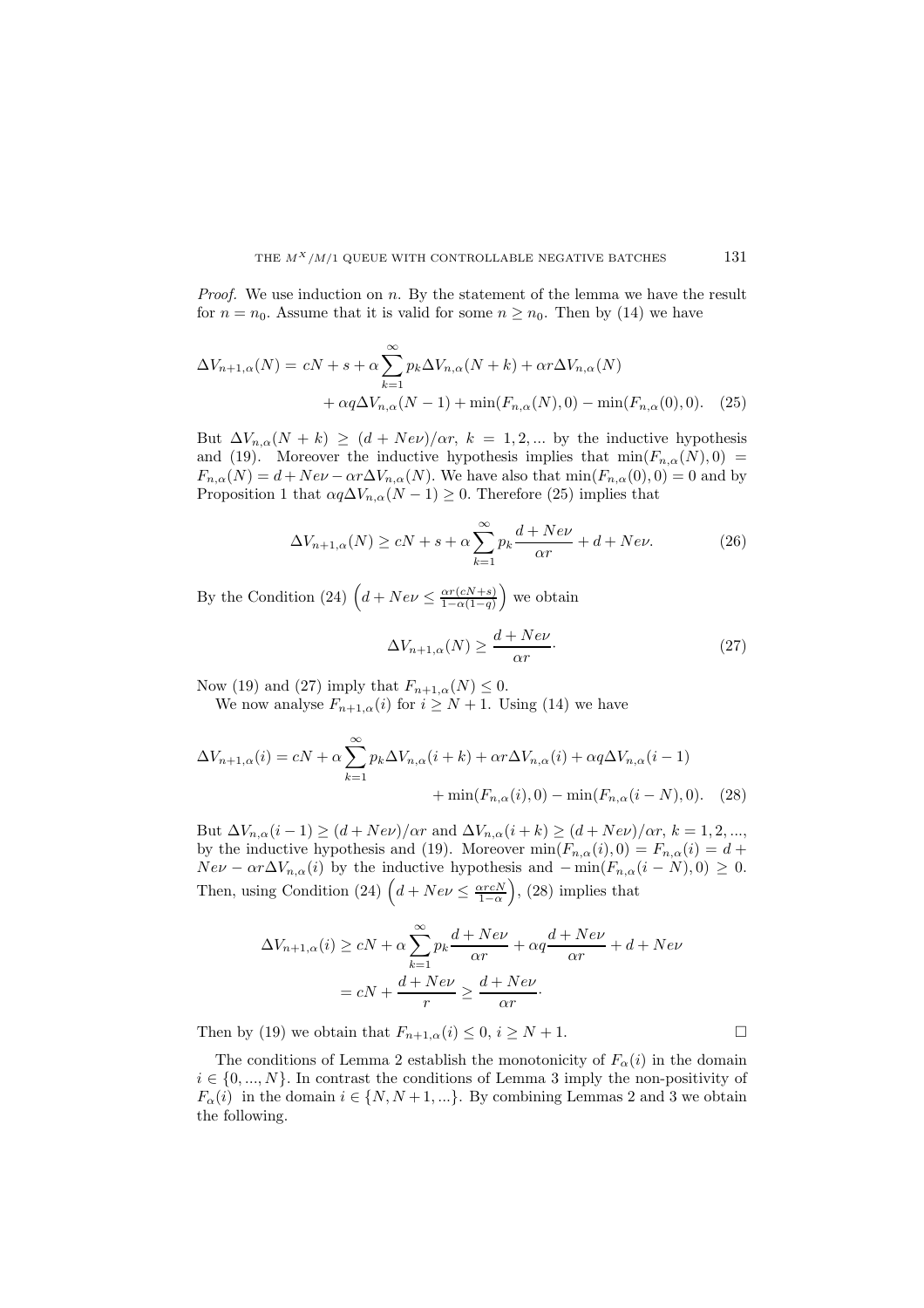*Proof.* We use induction on $n$. By the statement of the lemma we have the result for $n = n_0$. Assume that it is valid for some $n \geq n_0$. Then by (14) we have

$$\Delta V_{n+1,\alpha}(N) = cN + s + \alpha \sum_{k=1}^{\infty} p_k \Delta V_{n,\alpha}(N+k) + \alpha r \Delta V_{n,\alpha}(N) + \alpha q \Delta V_{n,\alpha}(N-1) + \min(F_{n,\alpha}(N), 0) - \min(F_{n,\alpha}(0), 0). \quad (25)$$

But $\Delta V_{n,\alpha}(N+k) \geq (d + Ne\nu)/\alpha r$, $k = 1, 2, ...$ by the inductive hypothesis and (19). Moreover the inductive hypothesis implies that $\min(F_{n,\alpha}(N), 0) = F_{n,\alpha}(N) = d + Ne\nu - \alpha r \Delta V_{n,\alpha}(N)$. We have also that $\min(F_{n,\alpha}(0), 0) = 0$ and by Proposition 1 that $\alpha q \Delta V_{n,\alpha}(N-1) \geq 0$. Therefore (25) implies that

$$\Delta V_{n+1,\alpha}(N) \geq cN + s + \alpha \sum_{k=1}^{\infty} p_k \frac{d + Ne\nu}{\alpha r} + d + Ne\nu. \quad (26)$$

By the Condition (24) $\left( d + Ne\nu \leq \frac{\alpha r(cN+s)}{1-\alpha(1-q)} \right)$ we obtain

$$\Delta V_{n+1,\alpha}(N) \geq \frac{d + Ne\nu}{\alpha r}. \quad (27)$$

Now (19) and (27) imply that $F_{n+1,\alpha}(N) \leq 0$.

We now analyse $F_{n+1,\alpha}(i)$ for $i \geq N+1$. Using (14) we have

$$\Delta V_{n+1,\alpha}(i) = cN + \alpha \sum_{k=1}^{\infty} p_k \Delta V_{n,\alpha}(i+k) + \alpha r \Delta V_{n,\alpha}(i) + \alpha q \Delta V_{n,\alpha}(i-1) + \min(F_{n,\alpha}(i), 0) - \min(F_{n,\alpha}(i-N), 0). \quad (28)$$

But $\Delta V_{n,\alpha}(i-1) \geq (d + Ne\nu)/\alpha r$ and $\Delta V_{n,\alpha}(i+k) \geq (d + Ne\nu)/\alpha r$, $k = 1, 2, ...,$ by the inductive hypothesis and (19). Moreover $\min(F_{n,\alpha}(i), 0) = F_{n,\alpha}(i) = d + Ne\nu - \alpha r \Delta V_{n,\alpha}(i)$ by the inductive hypothesis and $-\min(F_{n,\alpha}(i-N), 0) \geq 0$. Then, using Condition (24) $\left( d + Ne\nu \leq \frac{\alpha r c N}{1-\alpha} \right)$, (28) implies that

$$\begin{aligned} \Delta V_{n+1,\alpha}(i) &\geq cN + \alpha \sum_{k=1}^{\infty} p_k \frac{d + Ne\nu}{\alpha r} + \alpha q \frac{d + Ne\nu}{\alpha r} + d + Ne\nu \\ &= cN + \frac{d + Ne\nu}{r} \geq \frac{d + Ne\nu}{\alpha r}. \end{aligned}$$

Then by (19) we obtain that $F_{n+1,\alpha}(i) \leq 0$, $i \geq N+1$. $\square$

The conditions of Lemma 2 establish the monotonicity of $F_\alpha(i)$ in the domain $i \in \{0, ..., N\}$. In contrast the conditions of Lemma 3 imply the non-positivity of $F_\alpha(i)$ in the domain $i \in \{N, N+1, ...\}$. By combining Lemmas 2 and 3 we obtain the following.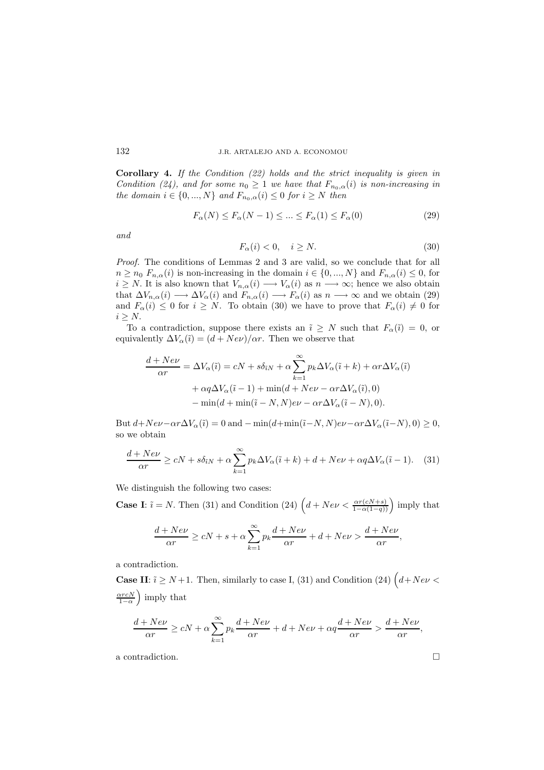**Corollary 4.** *If the Condition (22) holds and the strict inequality is given in Condition (24), and for some $n_0 \geq 1$ we have that $F_{n_0,\alpha}(i)$ is non-increasing in the domain $i \in \{0, ..., N\}$ and $F_{n_0,\alpha}(i) \leq 0$ for $i \geq N$ then*

$$F_\alpha(N) \leq F_\alpha(N-1) \leq ... \leq F_\alpha(1) \leq F_\alpha(0) \tag{29}$$

*and*

$$F_\alpha(i) < 0, \quad i \geq N. \tag{30}$$

*Proof.* The conditions of Lemmas 2 and 3 are valid, so we conclude that for all $n \geq n_0$ $F_{n,\alpha}(i)$ is non-increasing in the domain $i \in \{0, ..., N\}$ and $F_{n,\alpha}(i) \leq 0$, for $i \geq N$. It is also known that $V_{n,\alpha}(i) \longrightarrow V_\alpha(i)$ as $n \longrightarrow \infty$; hence we also obtain that $\Delta V_{n,\alpha}(i) \longrightarrow \Delta V_\alpha(i)$ and $F_{n,\alpha}(i) \longrightarrow F_\alpha(i)$ as $n \longrightarrow \infty$ and we obtain (29) and $F_\alpha(i) \leq 0$ for $i \geq N$. To obtain (30) we have to prove that $F_\alpha(i) \neq 0$ for $i \geq N$.

To a contradiction, suppose there exists an $\tilde{\imath} \geq N$ such that $F_\alpha(\tilde{\imath}) = 0$, or equivalently $\Delta V_\alpha(\tilde{\imath}) = (d + Ne\nu)/\alpha r$. Then we observe that

$$\begin{aligned}
\frac{d + Ne\nu}{\alpha r} = \Delta V_\alpha(\tilde{\imath}) &= cN + s\delta_{\tilde{\imath}N} + \alpha \sum_{k=1}^{\infty} p_k \Delta V_\alpha(\tilde{\imath} + k) + \alpha r \Delta V_\alpha(\tilde{\imath}) \\
&+ \alpha q \Delta V_\alpha(\tilde{\imath} - 1) + \min(d + Ne\nu - \alpha r \Delta V_\alpha(\tilde{\imath}), 0) \\
&- \min(d + \min(\tilde{\imath} - N, N)e\nu - \alpha r \Delta V_\alpha(\tilde{\imath} - N), 0).
\end{aligned}$$

But $d + Ne\nu - \alpha r \Delta V_\alpha(\tilde{\imath}) = 0$ and $-\min(d + \min(\tilde{\imath} - N, N)e\nu - \alpha r \Delta V_\alpha(\tilde{\imath} - N), 0) \geq 0$, so we obtain

$$\frac{d + Ne\nu}{\alpha r} \geq cN + s\delta_{\tilde{\imath}N} + \alpha \sum_{k=1}^{\infty} p_k \Delta V_\alpha(\tilde{\imath} + k) + d + Ne\nu + \alpha q \Delta V_\alpha(\tilde{\imath} - 1). \tag{31}$$

We distinguish the following two cases:

**Case I**: $\tilde{\imath} = N$. Then (31) and Condition (24) $\left(d + Ne\nu < \frac{\alpha r(cN+s)}{1-\alpha(1-q)}\right)$ imply that

$$\frac{d + Ne\nu}{\alpha r} \geq cN + s + \alpha \sum_{k=1}^{\infty} p_k \frac{d + Ne\nu}{\alpha r} + d + Ne\nu > \frac{d + Ne\nu}{\alpha r},$$

a contradiction.

**Case II**: $\tilde{\imath} \geq N + 1$. Then, similarly to case I, (31) and Condition (24) $\left(d + Ne\nu < \frac{\alpha r c N}{1-\alpha}\right)$ imply that

$$\frac{d + Ne\nu}{\alpha r} \geq cN + \alpha \sum_{k=1}^{\infty} p_k \frac{d + Ne\nu}{\alpha r} + d + Ne\nu + \alpha q \frac{d + Ne\nu}{\alpha r} > \frac{d + Ne\nu}{\alpha r},$$

a contradiction. $\square$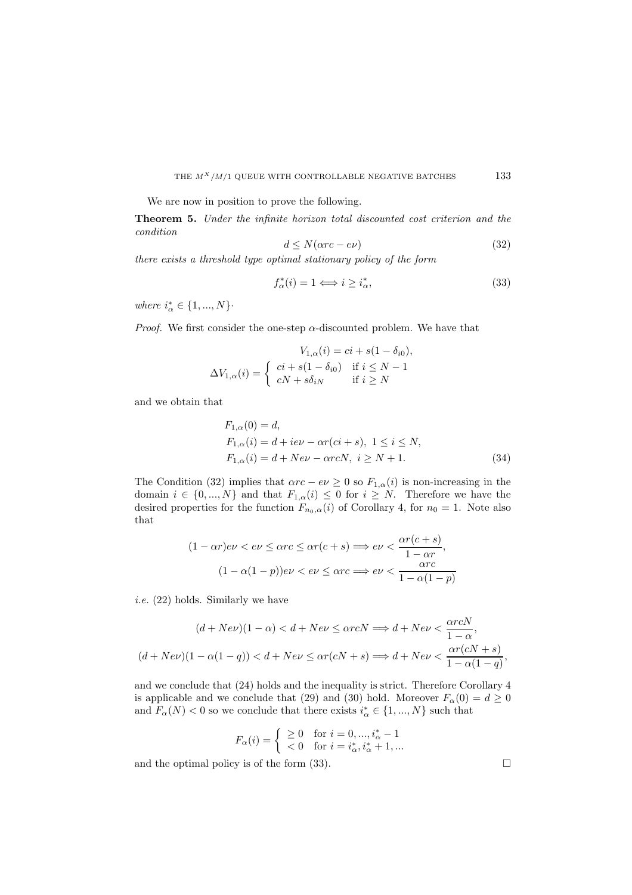We are now in position to prove the following.

**Theorem 5.** *Under the infinite horizon total discounted cost criterion and the condition*

$$d \leq N(\alpha rc - e\nu) \tag{32}$$

*there exists a threshold type optimal stationary policy of the form*

$$f_\alpha^*(i) = 1 \Longleftrightarrow i \geq i_\alpha^*, \tag{33}$$

*where* $i_\alpha^* \in \{1, ..., N\}$.

*Proof.* We first consider the one-step $\alpha$-discounted problem. We have that

$$V_{1,\alpha}(i) = ci + s(1 - \delta_{i0}),$$

$$\Delta V_{1,\alpha}(i) = \begin{cases} ci + s(1 - \delta_{i0}) & \text{if } i \leq N - 1 \\ cN + s\delta_{iN} & \text{if } i \geq N \end{cases}$$

and we obtain that

$$\begin{aligned} &F_{1,\alpha}(0) = d, \\ &F_{1,\alpha}(i) = d + ie\nu - \alpha r(ci + s),\ 1 \leq i \leq N, \\ &F_{1,\alpha}(i) = d + Ne\nu - \alpha rcN,\ i \geq N + 1. \end{aligned} \tag{34}$$

The Condition (32) implies that $\alpha rc - e\nu \geq 0$ so $F_{1,\alpha}(i)$ is non-increasing in the domain $i \in \{0, ..., N\}$ and that $F_{1,\alpha}(i) \leq 0$ for $i \geq N$. Therefore we have the desired properties for the function $F_{n_0,\alpha}(i)$ of Corollary 4, for $n_0 = 1$. Note also that

$$(1 - \alpha r)e\nu < e\nu \leq \alpha rc \leq \alpha r(c + s) \Longrightarrow e\nu < \frac{\alpha r(c + s)}{1 - \alpha r},$$

$$(1 - \alpha(1 - p))e\nu < e\nu \leq \alpha rc \Longrightarrow e\nu < \frac{\alpha rc}{1 - \alpha(1 - p)}$$

*i.e.* (22) holds. Similarly we have

$$(d + Ne\nu)(1 - \alpha) < d + Ne\nu \leq \alpha rcN \Longrightarrow d + Ne\nu < \frac{\alpha rcN}{1 - \alpha},$$

$$(d + Ne\nu)(1 - \alpha(1 - q)) < d + Ne\nu \leq \alpha r(cN + s) \Longrightarrow d + Ne\nu < \frac{\alpha r(cN + s)}{1 - \alpha(1 - q)},$$

and we conclude that (24) holds and the inequality is strict. Therefore Corollary 4 is applicable and we conclude that (29) and (30) hold. Moreover $F_\alpha(0) = d \geq 0$ and $F_\alpha(N) < 0$ so we conclude that there exists $i_\alpha^* \in \{1, ..., N\}$ such that

$$F_\alpha(i) = \begin{cases} \geq 0 & \text{for } i = 0, ..., i_\alpha^* - 1 \\ < 0 & \text{for } i = i_\alpha^*, i_\alpha^* + 1, ... \end{cases}$$

and the optimal policy is of the form (33). $\square$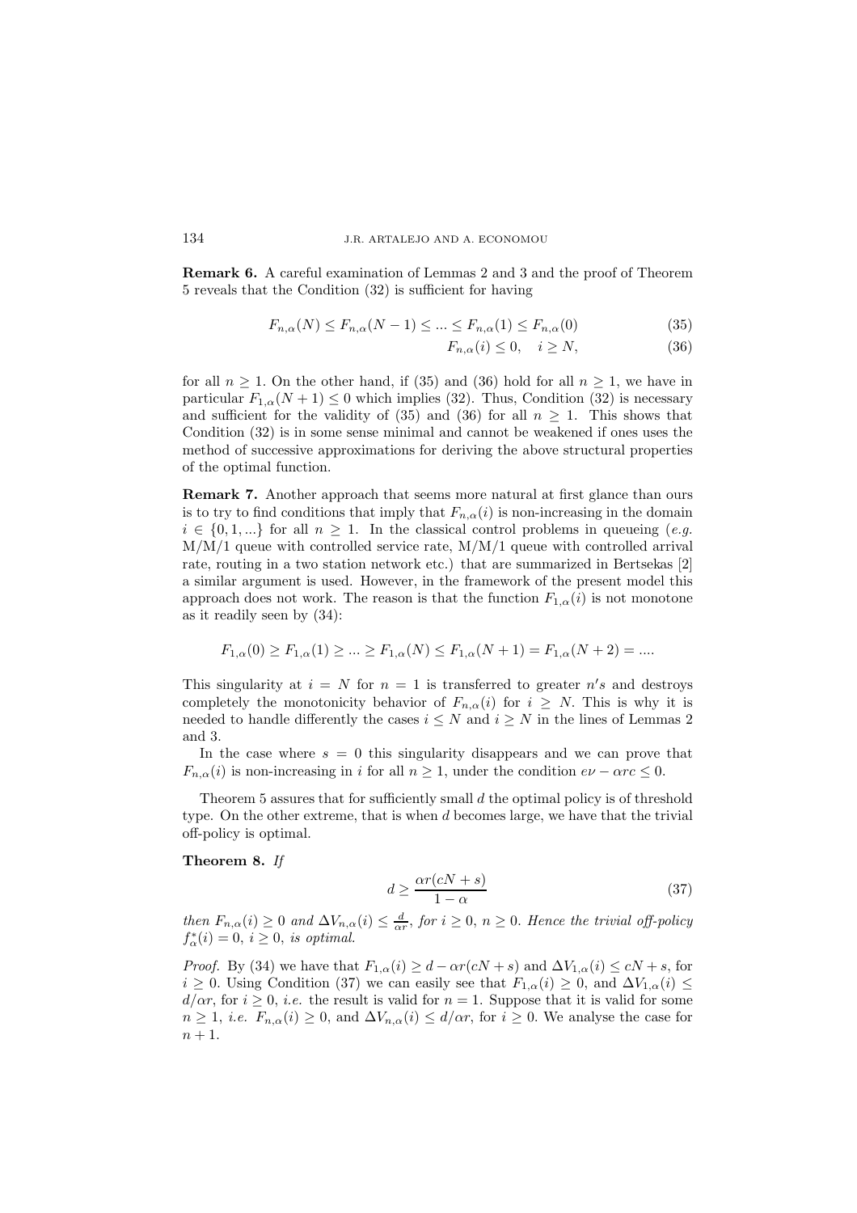**Remark 6.** A careful examination of Lemmas 2 and 3 and the proof of Theorem 5 reveals that the Condition (32) is sufficient for having

$$F_{n,\alpha}(N) \leq F_{n,\alpha}(N-1) \leq ... \leq F_{n,\alpha}(1) \leq F_{n,\alpha}(0) \tag{35}$$

$$F_{n,\alpha}(i) \leq 0, \quad i \geq N, \tag{36}$$

for all $n \geq 1$. On the other hand, if (35) and (36) hold for all $n \geq 1$, we have in particular $F_{1,\alpha}(N+1) \leq 0$ which implies (32). Thus, Condition (32) is necessary and sufficient for the validity of (35) and (36) for all $n \geq 1$. This shows that Condition (32) is in some sense minimal and cannot be weakened if ones uses the method of successive approximations for deriving the above structural properties of the optimal function.

**Remark 7.** Another approach that seems more natural at first glance than ours is to try to find conditions that imply that $F_{n,\alpha}(i)$ is non-increasing in the domain $i \in \{0, 1, ...\}$ for all $n \geq 1$. In the classical control problems in queueing (*e.g.* M/M/1 queue with controlled service rate, M/M/1 queue with controlled arrival rate, routing in a two station network etc.) that are summarized in Bertsekas [2] a similar argument is used. However, in the framework of the present model this approach does not work. The reason is that the function $F_{1,\alpha}(i)$ is not monotone as it readily seen by (34):

$$F_{1,\alpha}(0) \geq F_{1,\alpha}(1) \geq ... \geq F_{1,\alpha}(N) \leq F_{1,\alpha}(N+1) = F_{1,\alpha}(N+2) = ....$$

This singularity at $i = N$ for $n = 1$ is transferred to greater $n's$ and destroys completely the monotonicity behavior of $F_{n,\alpha}(i)$ for $i \geq N$. This is why it is needed to handle differently the cases $i \leq N$ and $i \geq N$ in the lines of Lemmas 2 and 3.

In the case where $s = 0$ this singularity disappears and we can prove that $F_{n,\alpha}(i)$ is non-increasing in $i$ for all $n \geq 1$, under the condition $e\nu - \alpha rc \leq 0$.

Theorem 5 assures that for sufficiently small $d$ the optimal policy is of threshold type. On the other extreme, that is when $d$ becomes large, we have that the trivial off-policy is optimal.

**Theorem 8.** *If*

$$d \geq \frac{\alpha r(cN + s)}{1 - \alpha} \tag{37}$$

*then* $F_{n,\alpha}(i) \geq 0$ *and* $\Delta V_{n,\alpha}(i) \leq \frac{d}{\alpha r}$*, for* $i \geq 0$, $n \geq 0$*. Hence the trivial off-policy* $f^*_\alpha(i) = 0$, $i \geq 0$*, is optimal.*

*Proof.* By (34) we have that $F_{1,\alpha}(i) \geq d - \alpha r(cN + s)$ and $\Delta V_{1,\alpha}(i) \leq cN + s$, for $i \geq 0$. Using Condition (37) we can easily see that $F_{1,\alpha}(i) \geq 0$, and $\Delta V_{1,\alpha}(i) \leq d/\alpha r$, for $i \geq 0$, *i.e.* the result is valid for $n = 1$. Suppose that it is valid for some $n \geq 1$, *i.e.* $F_{n,\alpha}(i) \geq 0$, and $\Delta V_{n,\alpha}(i) \leq d/\alpha r$, for $i \geq 0$. We analyse the case for $n + 1$.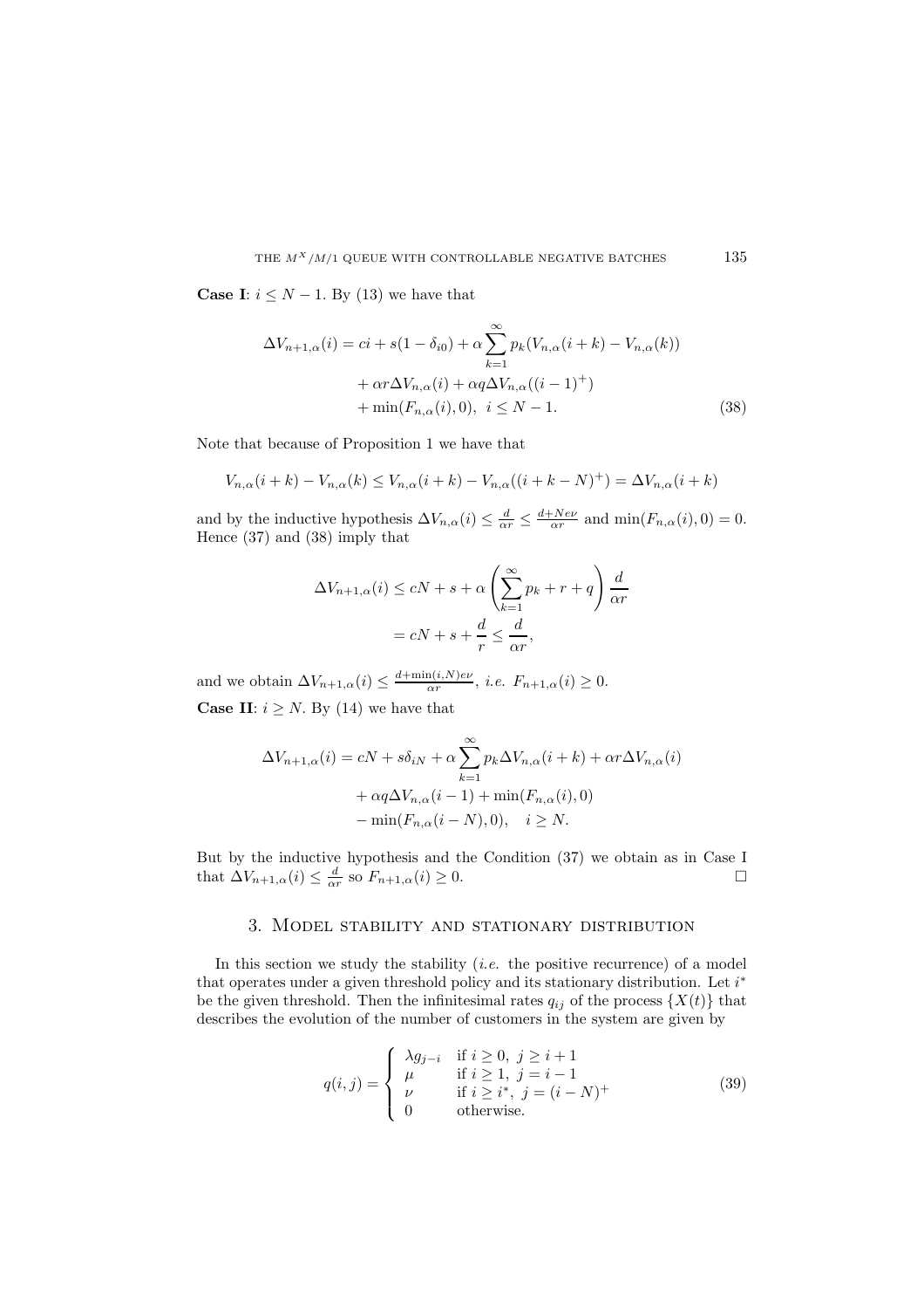**Case I**: $i \leq N-1$. By (13) we have that

$$\Delta V_{n+1,\alpha}(i) = ci + s(1-\delta_{i0}) + \alpha \sum_{k=1}^{\infty} p_k (V_{n,\alpha}(i+k) - V_{n,\alpha}(k)) \\ + \alpha r \Delta V_{n,\alpha}(i) + \alpha q \Delta V_{n,\alpha}((i-1)^+) \\ + \min(F_{n,\alpha}(i), 0), \;\; i \leq N-1. \tag{38}$$

Note that because of Proposition 1 we have that

$$V_{n,\alpha}(i+k) - V_{n,\alpha}(k) \leq V_{n,\alpha}(i+k) - V_{n,\alpha}((i+k-N)^+) = \Delta V_{n,\alpha}(i+k)$$

and by the inductive hypothesis $\Delta V_{n,\alpha}(i) \leq \frac{d}{\alpha r} \leq \frac{d+Ne\nu}{\alpha r}$ and $\min(F_{n,\alpha}(i), 0) = 0$. Hence (37) and (38) imply that

$$\Delta V_{n+1,\alpha}(i) \leq cN + s + \alpha \left( \sum_{k=1}^{\infty} p_k + r + q \right) \frac{d}{\alpha r} \\ = cN + s + \frac{d}{r} \leq \frac{d}{\alpha r},$$

and we obtain $\Delta V_{n+1,\alpha}(i) \leq \frac{d+\min(i,N)e\nu}{\alpha r}$, *i.e.* $F_{n+1,\alpha}(i) \geq 0$.

**Case II**: $i \geq N$. By (14) we have that

$$\Delta V_{n+1,\alpha}(i) = cN + s\delta_{iN} + \alpha \sum_{k=1}^{\infty} p_k \Delta V_{n,\alpha}(i+k) + \alpha r \Delta V_{n,\alpha}(i) \\ + \alpha q \Delta V_{n,\alpha}(i-1) + \min(F_{n,\alpha}(i), 0) \\ - \min(F_{n,\alpha}(i-N), 0), \quad i \geq N.$$

But by the inductive hypothesis and the Condition (37) we obtain as in Case I that $\Delta V_{n+1,\alpha}(i) \leq \frac{d}{\alpha r}$ so $F_{n+1,\alpha}(i) \geq 0$. □

## 3. Model stability and stationary distribution

In this section we study the stability (*i.e.* the positive recurrence) of a model that operates under a given threshold policy and its stationary distribution. Let $i^*$ be the given threshold. Then the infinitesimal rates $q_{ij}$ of the process $\{X(t)\}$ that describes the evolution of the number of customers in the system are given by

$$q(i,j) = \begin{cases} \lambda g_{j-i} & \text{if } i \geq 0, \; j \geq i+1 \\ \mu & \text{if } i \geq 1, \; j = i-1 \\ \nu & \text{if } i \geq i^*, \; j = (i-N)^+ \\ 0 & \text{otherwise.} \end{cases} \tag{39}$$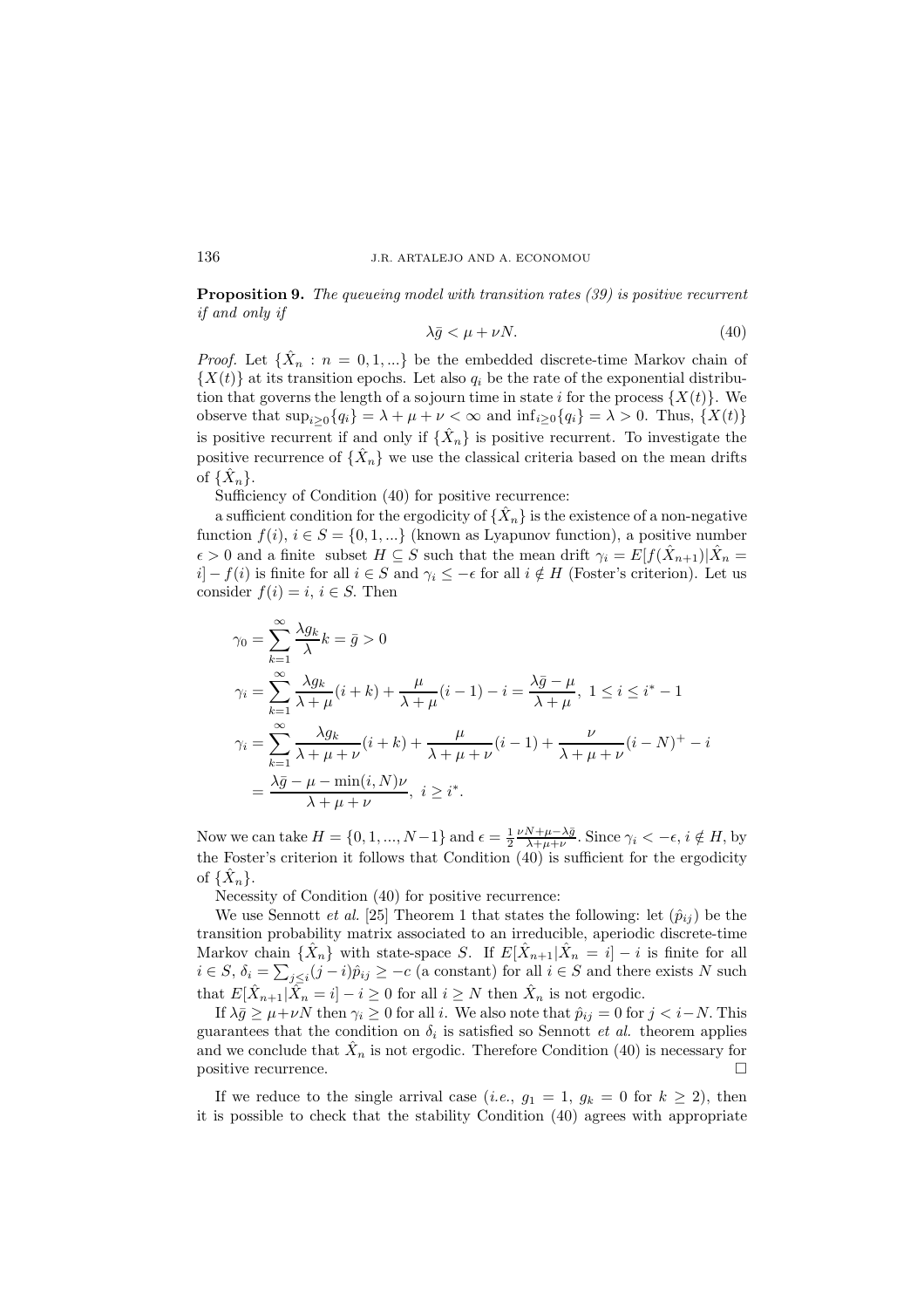**Proposition 9.** *The queueing model with transition rates (39) is positive recurrent if and only if*

$$\lambda \bar{g} < \mu + \nu N. \tag{40}$$

*Proof.* Let $\{\hat{X}_n : n = 0, 1, ...\}$ be the embedded discrete-time Markov chain of $\{X(t)\}$ at its transition epochs. Let also $q_i$ be the rate of the exponential distribution that governs the length of a sojourn time in state $i$ for the process $\{X(t)\}$. We observe that $\sup_{i \geq 0}\{q_i\} = \lambda + \mu + \nu < \infty$ and $\inf_{i \geq 0}\{q_i\} = \lambda > 0$. Thus, $\{X(t)\}$ is positive recurrent if and only if $\{\hat{X}_n\}$ is positive recurrent. To investigate the positive recurrence of $\{\hat{X}_n\}$ we use the classical criteria based on the mean drifts of $\{\hat{X}_n\}$.

Sufficiency of Condition (40) for positive recurrence:

a sufficient condition for the ergodicity of $\{\hat{X}_n\}$ is the existence of a non-negative function $f(i)$, $i \in S = \{0, 1, ...\}$ (known as Lyapunov function), a positive number $\epsilon > 0$ and a finite subset $H \subseteq S$ such that the mean drift $\gamma_i = E[f(\hat{X}_{n+1})|\hat{X}_n = i] - f(i)$ is finite for all $i \in S$ and $\gamma_i \leq -\epsilon$ for all $i \notin H$ (Foster's criterion). Let us consider $f(i) = i$, $i \in S$. Then

$$\begin{aligned}
\gamma_0 &= \sum_{k=1}^{\infty} \frac{\lambda g_k}{\lambda} k = \bar{g} > 0 \\
\gamma_i &= \sum_{k=1}^{\infty} \frac{\lambda g_k}{\lambda + \mu}(i + k) + \frac{\mu}{\lambda + \mu}(i - 1) - i = \frac{\lambda \bar{g} - \mu}{\lambda + \mu}, \ 1 \leq i \leq i^* - 1 \\
\gamma_i &= \sum_{k=1}^{\infty} \frac{\lambda g_k}{\lambda + \mu + \nu}(i + k) + \frac{\mu}{\lambda + \mu + \nu}(i - 1) + \frac{\nu}{\lambda + \mu + \nu}(i - N)^+ - i \\
&= \frac{\lambda \bar{g} - \mu - \min(i, N)\nu}{\lambda + \mu + \nu}, \ i \geq i^*.
\end{aligned}$$

Now we can take $H = \{0, 1, ..., N-1\}$ and $\epsilon = \frac{1}{2}\frac{\nu N + \mu - \lambda \bar{g}}{\lambda + \mu + \nu}$. Since $\gamma_i < -\epsilon$, $i \notin H$, by the Foster's criterion it follows that Condition (40) is sufficient for the ergodicity of $\{\hat{X}_n\}$.

Necessity of Condition (40) for positive recurrence:

We use Sennott *et al.* [25] Theorem 1 that states the following: let $(\hat{p}_{ij})$ be the transition probability matrix associated to an irreducible, aperiodic discrete-time Markov chain $\{\hat{X}_n\}$ with state-space $S$. If $E[\hat{X}_{n+1}|\hat{X}_n = i] - i$ is finite for all $i \in S$, $\delta_i = \sum_{j \leq i}(j - i)\hat{p}_{ij} \geq -c$ (a constant) for all $i \in S$ and there exists $N$ such that $E[\hat{X}_{n+1}|\hat{X}_n = i] - i \geq 0$ for all $i \geq N$ then $\hat{X}_n$ is not ergodic.

If $\lambda \bar{g} \geq \mu + \nu N$ then $\gamma_i \geq 0$ for all $i$. We also note that $\hat{p}_{ij} = 0$ for $j < i - N$. This guarantees that the condition on $\delta_i$ is satisfied so Sennott *et al.* theorem applies and we conclude that $\hat{X}_n$ is not ergodic. Therefore Condition (40) is necessary for positive recurrence. □

If we reduce to the single arrival case (*i.e.*, $g_1 = 1$, $g_k = 0$ for $k \geq 2$), then it is possible to check that the stability Condition (40) agrees with appropriate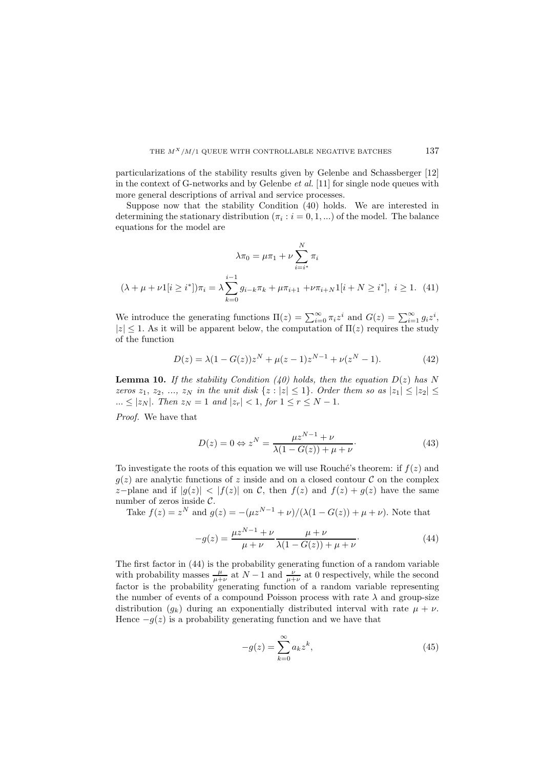particularizations of the stability results given by Gelenbe and Schassberger [12] in the context of G-networks and by Gelenbe *et al.* [11] for single node queues with more general descriptions of arrival and service processes.

Suppose now that the stability Condition (40) holds. We are interested in determining the stationary distribution $(\pi_i : i = 0, 1, ...)$ of the model. The balance equations for the model are

$$\lambda\pi_0 = \mu\pi_1 + \nu\sum_{i=i^*}^{N}\pi_i$$

$$(\lambda + \mu + \nu 1[i \geq i^*])\pi_i = \lambda\sum_{k=0}^{i-1} g_{i-k}\pi_k + \mu\pi_{i+1} + \nu\pi_{i+N}1[i + N \geq i^*],\ i \geq 1. \quad (41)$$

We introduce the generating functions $\Pi(z) = \sum_{i=0}^{\infty}\pi_i z^i$ and $G(z) = \sum_{i=1}^{\infty} g_i z^i$, $|z| \leq 1$. As it will be apparent below, the computation of $\Pi(z)$ requires the study of the function

$$D(z) = \lambda(1 - G(z))z^N + \mu(z - 1)z^{N-1} + \nu(z^N - 1). \quad (42)$$

**Lemma 10.** *If the stability Condition (40) holds, then the equation $D(z)$ has $N$ zeros $z_1$, $z_2$, ..., $z_N$ in the unit disk $\{z : |z| \leq 1\}$. Order them so as $|z_1| \leq |z_2| \leq ... \leq |z_N|$. Then $z_N = 1$ and $|z_r| < 1$, for $1 \leq r \leq N - 1$.*

*Proof.* We have that

$$D(z) = 0 \Leftrightarrow z^N = \frac{\mu z^{N-1} + \nu}{\lambda(1 - G(z)) + \mu + \nu}. \quad (43)$$

To investigate the roots of this equation we will use Rouché's theorem: if $f(z)$ and $g(z)$ are analytic functions of $z$ inside and on a closed contour $\mathcal{C}$ on the complex $z$−plane and if $|g(z)| < |f(z)|$ on $\mathcal{C}$, then $f(z)$ and $f(z) + g(z)$ have the same number of zeros inside $\mathcal{C}$.

Take $f(z) = z^N$ and $g(z) = -(\mu z^{N-1} + \nu)/(\lambda(1 - G(z)) + \mu + \nu)$. Note that

$$-g(z) = \frac{\mu z^{N-1} + \nu}{\mu + \nu}\frac{\mu + \nu}{\lambda(1 - G(z)) + \mu + \nu}. \quad (44)$$

The first factor in (44) is the probability generating function of a random variable with probability masses $\frac{\mu}{\mu+\nu}$ at $N - 1$ and $\frac{\nu}{\mu+\nu}$ at 0 respectively, while the second factor is the probability generating function of a random variable representing the number of events of a compound Poisson process with rate $\lambda$ and group-size distribution $(g_k)$ during an exponentially distributed interval with rate $\mu + \nu$. Hence $-g(z)$ is a probability generating function and we have that

$$-g(z) = \sum_{k=0}^{\infty} a_k z^k, \quad (45)$$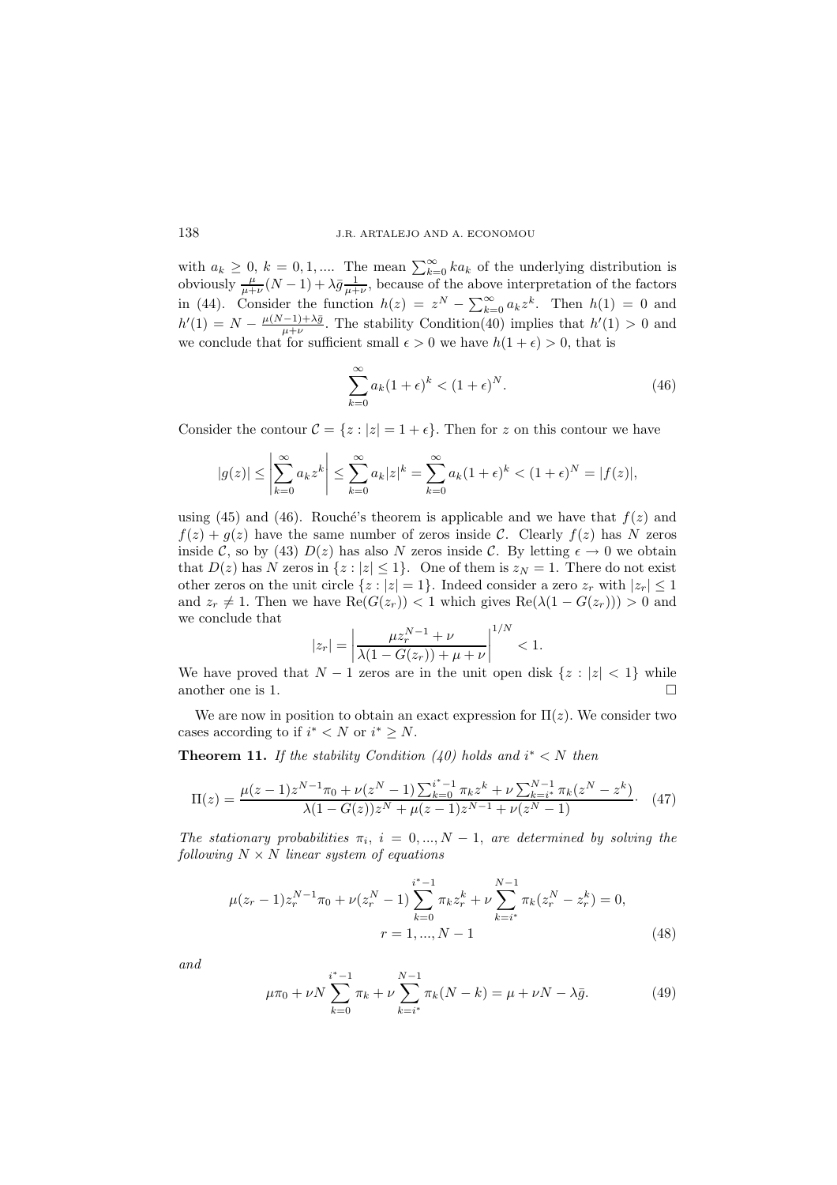with $a_k \geq 0$, $k = 0, 1, ....$ The mean $\sum_{k=0}^{\infty} k a_k$ of the underlying distribution is obviously $\frac{\mu}{\mu+\nu}(N-1) + \lambda \bar{g} \frac{1}{\mu+\nu}$, because of the above interpretation of the factors in (44). Consider the function $h(z) = z^N - \sum_{k=0}^{\infty} a_k z^k$. Then $h(1) = 0$ and $h'(1) = N - \frac{\mu(N-1)+\lambda\bar{g}}{\mu+\nu}$. The stability Condition(40) implies that $h'(1) > 0$ and we conclude that for sufficient small $\epsilon > 0$ we have $h(1+\epsilon) > 0$, that is

$$\sum_{k=0}^{\infty} a_k (1+\epsilon)^k < (1+\epsilon)^N. \tag{46}$$

Consider the contour $\mathcal{C} = \{z : |z| = 1+\epsilon\}$. Then for $z$ on this contour we have

$$|g(z)| \leq \left| \sum_{k=0}^{\infty} a_k z^k \right| \leq \sum_{k=0}^{\infty} a_k |z|^k = \sum_{k=0}^{\infty} a_k (1+\epsilon)^k < (1+\epsilon)^N = |f(z)|,$$

using (45) and (46). Rouché's theorem is applicable and we have that $f(z)$ and $f(z) + g(z)$ have the same number of zeros inside $\mathcal{C}$. Clearly $f(z)$ has $N$ zeros inside $\mathcal{C}$, so by (43) $D(z)$ has also $N$ zeros inside $\mathcal{C}$. By letting $\epsilon \to 0$ we obtain that $D(z)$ has $N$ zeros in $\{z : |z| \leq 1\}$. One of them is $z_N = 1$. There do not exist other zeros on the unit circle $\{z : |z| = 1\}$. Indeed consider a zero $z_r$ with $|z_r| \leq 1$ and $z_r \neq 1$. Then we have $\mathrm{Re}(G(z_r)) < 1$ which gives $\mathrm{Re}(\lambda(1 - G(z_r))) > 0$ and we conclude that

$$|z_r| = \left| \frac{\mu z_r^{N-1} + \nu}{\lambda(1 - G(z_r)) + \mu + \nu} \right|^{1/N} < 1.$$

We have proved that $N-1$ zeros are in the unit open disk $\{z : |z| < 1\}$ while another one is 1. □

We are now in position to obtain an exact expression for $\Pi(z)$. We consider two cases according to if $i^* < N$ or $i^* \geq N$.

**Theorem 11.** *If the stability Condition (40) holds and $i^* < N$ then*

$$\Pi(z) = \frac{\mu(z-1)z^{N-1}\pi_0 + \nu(z^N - 1)\sum_{k=0}^{i^*-1} \pi_k z^k + \nu \sum_{k=i^*}^{N-1} \pi_k (z^N - z^k)}{\lambda(1 - G(z))z^N + \mu(z-1)z^{N-1} + \nu(z^N - 1)} \cdot \tag{47}$$

*The stationary probabilities $\pi_i$, $i = 0, ..., N-1$, are determined by solving the following $N \times N$ linear system of equations*

$$\mu(z_r - 1)z_r^{N-1}\pi_0 + \nu(z_r^N - 1)\sum_{k=0}^{i^*-1} \pi_k z_r^k + \nu \sum_{k=i^*}^{N-1} \pi_k (z_r^N - z_r^k) = 0,$$
$$r = 1, ..., N-1 \tag{48}$$

*and*

$$\mu\pi_0 + \nu N \sum_{k=0}^{i^*-1} \pi_k + \nu \sum_{k=i^*}^{N-1} \pi_k (N-k) = \mu + \nu N - \lambda \bar{g}. \tag{49}$$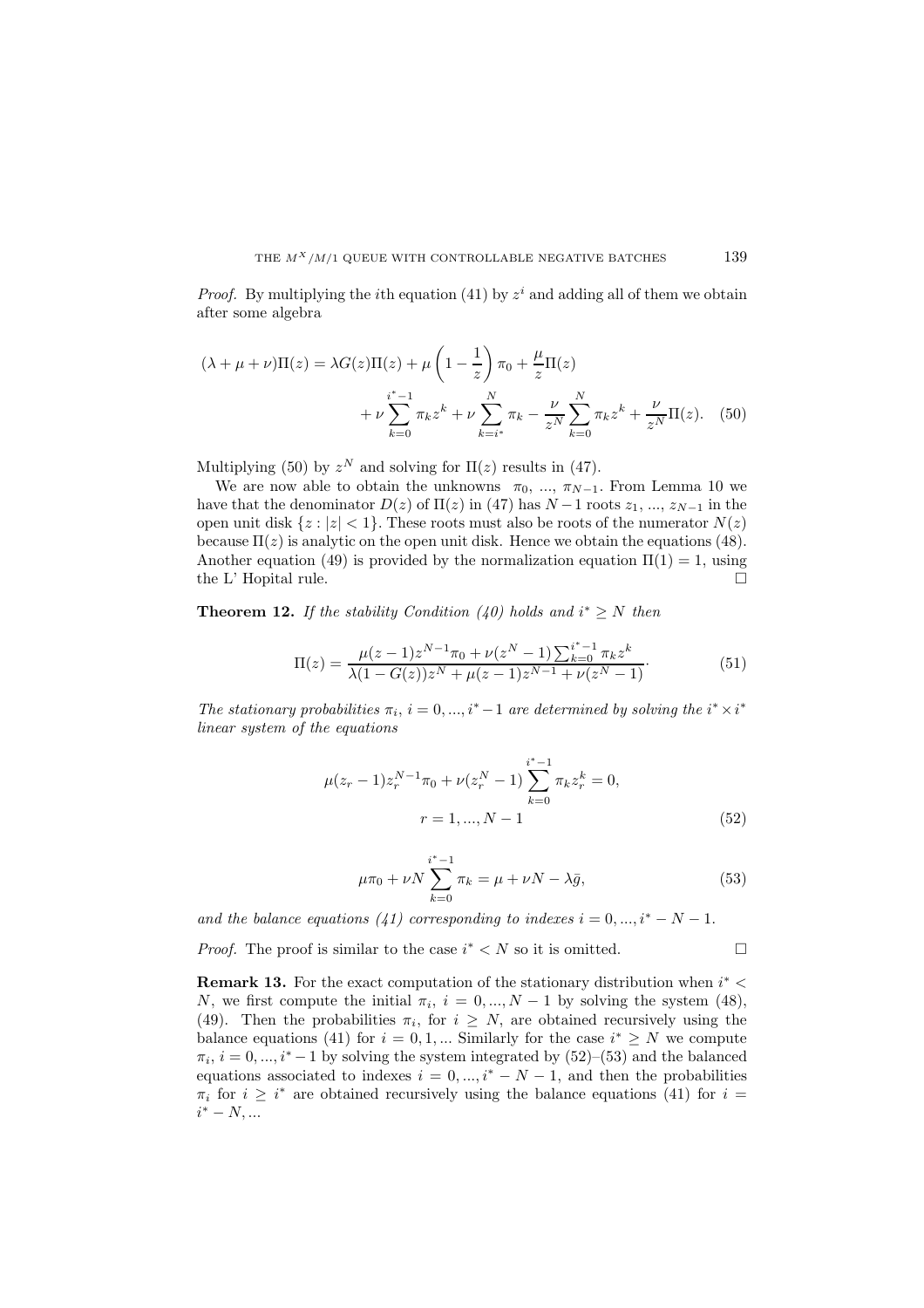*Proof.* By multiplying the $i$th equation (41) by $z^i$ and adding all of them we obtain after some algebra

$$(\lambda + \mu + \nu)\Pi(z) = \lambda G(z)\Pi(z) + \mu \left(1 - \frac{1}{z}\right)\pi_0 + \frac{\mu}{z}\Pi(z) + \nu \sum_{k=0}^{i^*-1} \pi_k z^k + \nu \sum_{k=i^*}^{N} \pi_k - \frac{\nu}{z^N} \sum_{k=0}^{N} \pi_k z^k + \frac{\nu}{z^N}\Pi(z). \quad (50)$$

Multiplying (50) by $z^N$ and solving for $\Pi(z)$ results in (47).

We are now able to obtain the unknowns $\pi_0$, ..., $\pi_{N-1}$. From Lemma 10 we have that the denominator $D(z)$ of $\Pi(z)$ in (47) has $N-1$ roots $z_1$, ..., $z_{N-1}$ in the open unit disk $\{z : |z| < 1\}$. These roots must also be roots of the numerator $N(z)$ because $\Pi(z)$ is analytic on the open unit disk. Hence we obtain the equations (48). Another equation (49) is provided by the normalization equation $\Pi(1) = 1$, using the L' Hopital rule. □

**Theorem 12.** *If the stability Condition (40) holds and $i^* \geq N$ then*

$$\Pi(z) = \frac{\mu(z-1)z^{N-1}\pi_0 + \nu(z^N - 1)\sum_{k=0}^{i^*-1} \pi_k z^k}{\lambda(1 - G(z))z^N + \mu(z-1)z^{N-1} + \nu(z^N - 1)}. \quad (51)$$

*The stationary probabilities $\pi_i$, $i = 0, ..., i^* - 1$ are determined by solving the $i^* \times i^*$ linear system of the equations*

$$\mu(z_r - 1)z_r^{N-1}\pi_0 + \nu(z_r^N - 1)\sum_{k=0}^{i^*-1} \pi_k z_r^k = 0, \quad r = 1, ..., N-1 \quad (52)$$

$$\mu\pi_0 + \nu N \sum_{k=0}^{i^*-1} \pi_k = \mu + \nu N - \lambda\bar{g}, \quad (53)$$

*and the balance equations (41) corresponding to indexes $i = 0, ..., i^* - N - 1$.*

*Proof.* The proof is similar to the case $i^* < N$ so it is omitted. □

**Remark 13.** For the exact computation of the stationary distribution when $i^* < N$, we first compute the initial $\pi_i$, $i = 0, ..., N-1$ by solving the system (48), (49). Then the probabilities $\pi_i$, for $i \geq N$, are obtained recursively using the balance equations (41) for $i = 0, 1, ...$ Similarly for the case $i^* \geq N$ we compute $\pi_i$, $i = 0, ..., i^* - 1$ by solving the system integrated by (52)–(53) and the balanced equations associated to indexes $i = 0, ..., i^* - N - 1$, and then the probabilities $\pi_i$ for $i \geq i^*$ are obtained recursively using the balance equations (41) for $i = i^* - N, ...$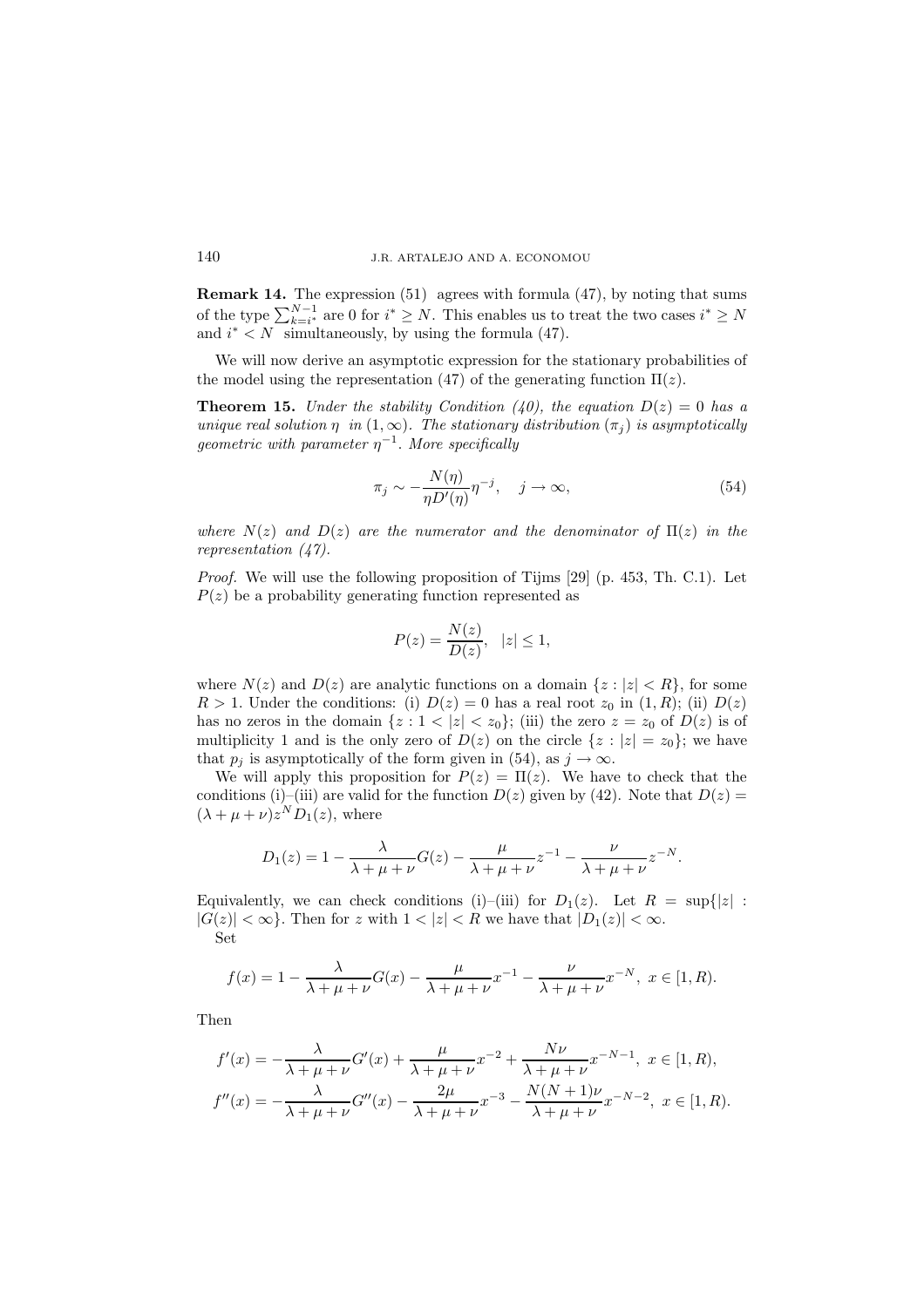**Remark 14.** The expression (51) agrees with formula (47), by noting that sums of the type $\sum_{k=i^*}^{N-1}$ are 0 for $i^* \geq N$. This enables us to treat the two cases $i^* \geq N$ and $i^* < N$ simultaneously, by using the formula (47).

We will now derive an asymptotic expression for the stationary probabilities of the model using the representation (47) of the generating function $\Pi(z)$.

**Theorem 15.** *Under the stability Condition (40), the equation $D(z) = 0$ has a unique real solution $\eta$ in $(1, \infty)$. The stationary distribution $(\pi_j)$ is asymptotically geometric with parameter $\eta^{-1}$. More specifically*

$$\pi_j \sim -\frac{N(\eta)}{\eta D'(\eta)} \eta^{-j}, \quad j \to \infty, \tag{54}$$

*where $N(z)$ and $D(z)$ are the numerator and the denominator of $\Pi(z)$ in the representation (47).*

*Proof.* We will use the following proposition of Tijms [29] (p. 453, Th. C.1). Let $P(z)$ be a probability generating function represented as

$$P(z) = \frac{N(z)}{D(z)}, \quad |z| \leq 1,$$

where $N(z)$ and $D(z)$ are analytic functions on a domain $\{z : |z| < R\}$, for some $R > 1$. Under the conditions: (i) $D(z) = 0$ has a real root $z_0$ in $(1, R)$; (ii) $D(z)$ has no zeros in the domain $\{z : 1 < |z| < z_0\}$; (iii) the zero $z = z_0$ of $D(z)$ is of multiplicity 1 and is the only zero of $D(z)$ on the circle $\{z : |z| = z_0\}$; we have that $p_j$ is asymptotically of the form given in (54), as $j \to \infty$.

We will apply this proposition for $P(z) = \Pi(z)$. We have to check that the conditions (i)–(iii) are valid for the function $D(z)$ given by (42). Note that $D(z) = (\lambda + \mu + \nu) z^N D_1(z)$, where

$$D_1(z) = 1 - \frac{\lambda}{\lambda + \mu + \nu} G(z) - \frac{\mu}{\lambda + \mu + \nu} z^{-1} - \frac{\nu}{\lambda + \mu + \nu} z^{-N}.$$

Equivalently, we can check conditions (i)–(iii) for $D_1(z)$. Let $R = \sup\{|z| : |G(z)| < \infty\}$. Then for $z$ with $1 < |z| < R$ we have that $|D_1(z)| < \infty$.

Set

$$f(x) = 1 - \frac{\lambda}{\lambda + \mu + \nu} G(x) - \frac{\mu}{\lambda + \mu + \nu} x^{-1} - \frac{\nu}{\lambda + \mu + \nu} x^{-N}, \ x \in [1, R).$$

Then

$$f'(x) = -\frac{\lambda}{\lambda + \mu + \nu} G'(x) + \frac{\mu}{\lambda + \mu + \nu} x^{-2} + \frac{N\nu}{\lambda + \mu + \nu} x^{-N-1}, \ x \in [1, R),$$

$$f''(x) = -\frac{\lambda}{\lambda + \mu + \nu} G''(x) - \frac{2\mu}{\lambda + \mu + \nu} x^{-3} - \frac{N(N+1)\nu}{\lambda + \mu + \nu} x^{-N-2}, \ x \in [1, R).$$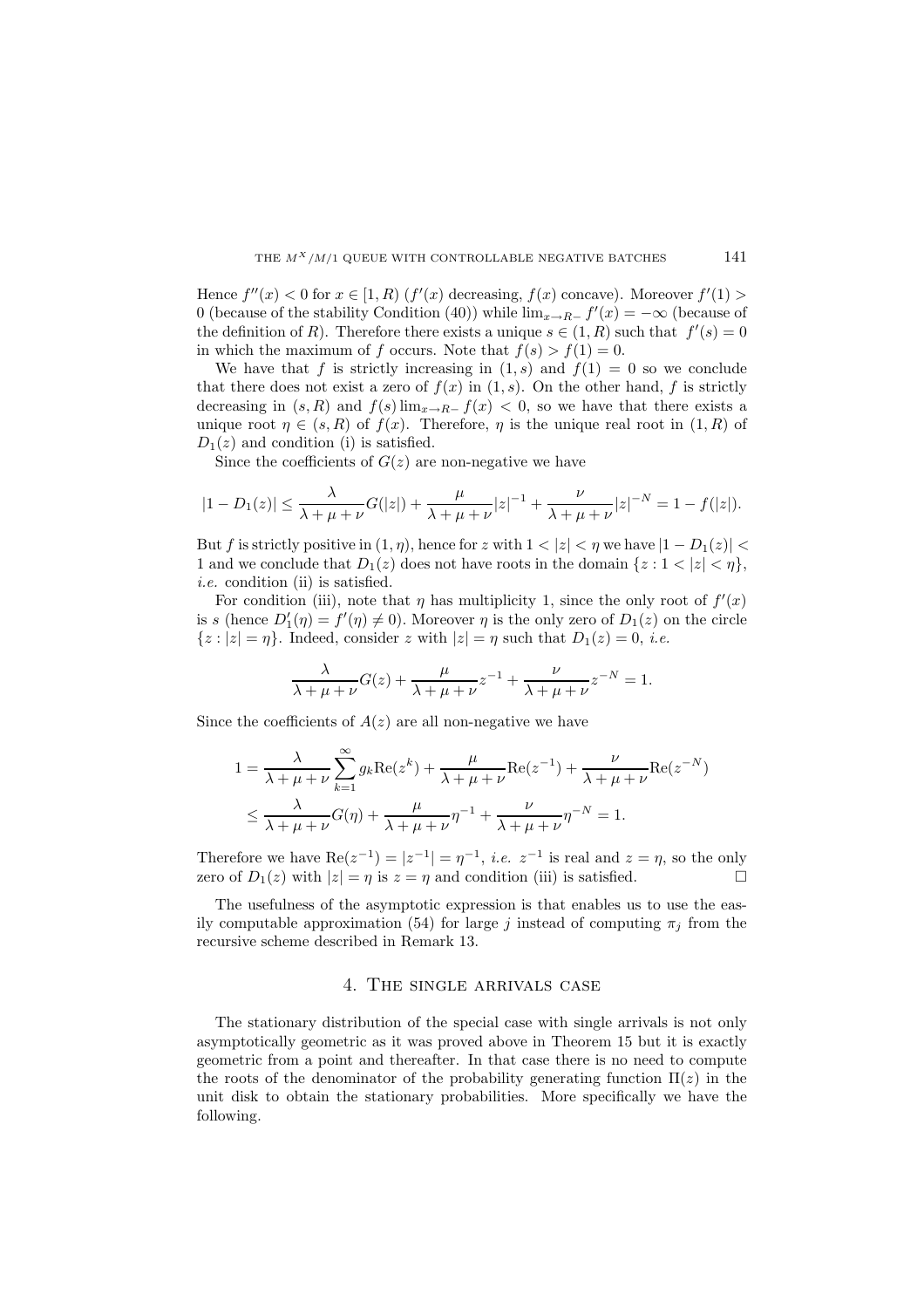Hence $f''(x) < 0$ for $x \in [1, R)$ ($f'(x)$ decreasing, $f(x)$ concave). Moreover $f'(1) > 0$ (because of the stability Condition (40)) while $\lim_{x\to R-} f'(x) = -\infty$ (because of the definition of $R$). Therefore there exists a unique $s \in (1, R)$ such that $f'(s) = 0$ in which the maximum of $f$ occurs. Note that $f(s) > f(1) = 0$.

We have that $f$ is strictly increasing in $(1, s)$ and $f(1) = 0$ so we conclude that there does not exist a zero of $f(x)$ in $(1, s)$. On the other hand, $f$ is strictly decreasing in $(s, R)$ and $f(s) \lim_{x\to R-} f(x) < 0$, so we have that there exists a unique root $\eta \in (s, R)$ of $f(x)$. Therefore, $\eta$ is the unique real root in $(1, R)$ of $D_1(z)$ and condition (i) is satisfied.

Since the coefficients of $G(z)$ are non-negative we have

$$|1 - D_1(z)| \leq \frac{\lambda}{\lambda+\mu+\nu} G(|z|) + \frac{\mu}{\lambda+\mu+\nu}|z|^{-1} + \frac{\nu}{\lambda+\mu+\nu}|z|^{-N} = 1 - f(|z|).$$

But $f$ is strictly positive in $(1, \eta)$, hence for $z$ with $1 < |z| < \eta$ we have $|1 - D_1(z)| < 1$ and we conclude that $D_1(z)$ does not have roots in the domain $\{z : 1 < |z| < \eta\}$, *i.e.* condition (ii) is satisfied.

For condition (iii), note that $\eta$ has multiplicity 1, since the only root of $f'(x)$ is $s$ (hence $D_1'(\eta) = f'(\eta) \neq 0$). Moreover $\eta$ is the only zero of $D_1(z)$ on the circle $\{z : |z| = \eta\}$. Indeed, consider $z$ with $|z| = \eta$ such that $D_1(z) = 0$, *i.e.*

$$\frac{\lambda}{\lambda+\mu+\nu} G(z) + \frac{\mu}{\lambda+\mu+\nu} z^{-1} + \frac{\nu}{\lambda+\mu+\nu} z^{-N} = 1.$$

Since the coefficients of $A(z)$ are all non-negative we have

$$\begin{aligned} 1 &= \frac{\lambda}{\lambda+\mu+\nu} \sum_{k=1}^{\infty} g_k \mathrm{Re}(z^k) + \frac{\mu}{\lambda+\mu+\nu} \mathrm{Re}(z^{-1}) + \frac{\nu}{\lambda+\mu+\nu} \mathrm{Re}(z^{-N}) \\ &\leq \frac{\lambda}{\lambda+\mu+\nu} G(\eta) + \frac{\mu}{\lambda+\mu+\nu} \eta^{-1} + \frac{\nu}{\lambda+\mu+\nu} \eta^{-N} = 1. \end{aligned}$$

Therefore we have $\mathrm{Re}(z^{-1}) = |z^{-1}| = \eta^{-1}$, *i.e.* $z^{-1}$ is real and $z = \eta$, so the only zero of $D_1(z)$ with $|z| = \eta$ is $z = \eta$ and condition (iii) is satisfied. □

The usefulness of the asymptotic expression is that enables us to use the easily computable approximation (54) for large $j$ instead of computing $\pi_j$ from the recursive scheme described in Remark 13.

## 4. The single arrivals case

The stationary distribution of the special case with single arrivals is not only asymptotically geometric as it was proved above in Theorem 15 but it is exactly geometric from a point and thereafter. In that case there is no need to compute the roots of the denominator of the probability generating function $\Pi(z)$ in the unit disk to obtain the stationary probabilities. More specifically we have the following.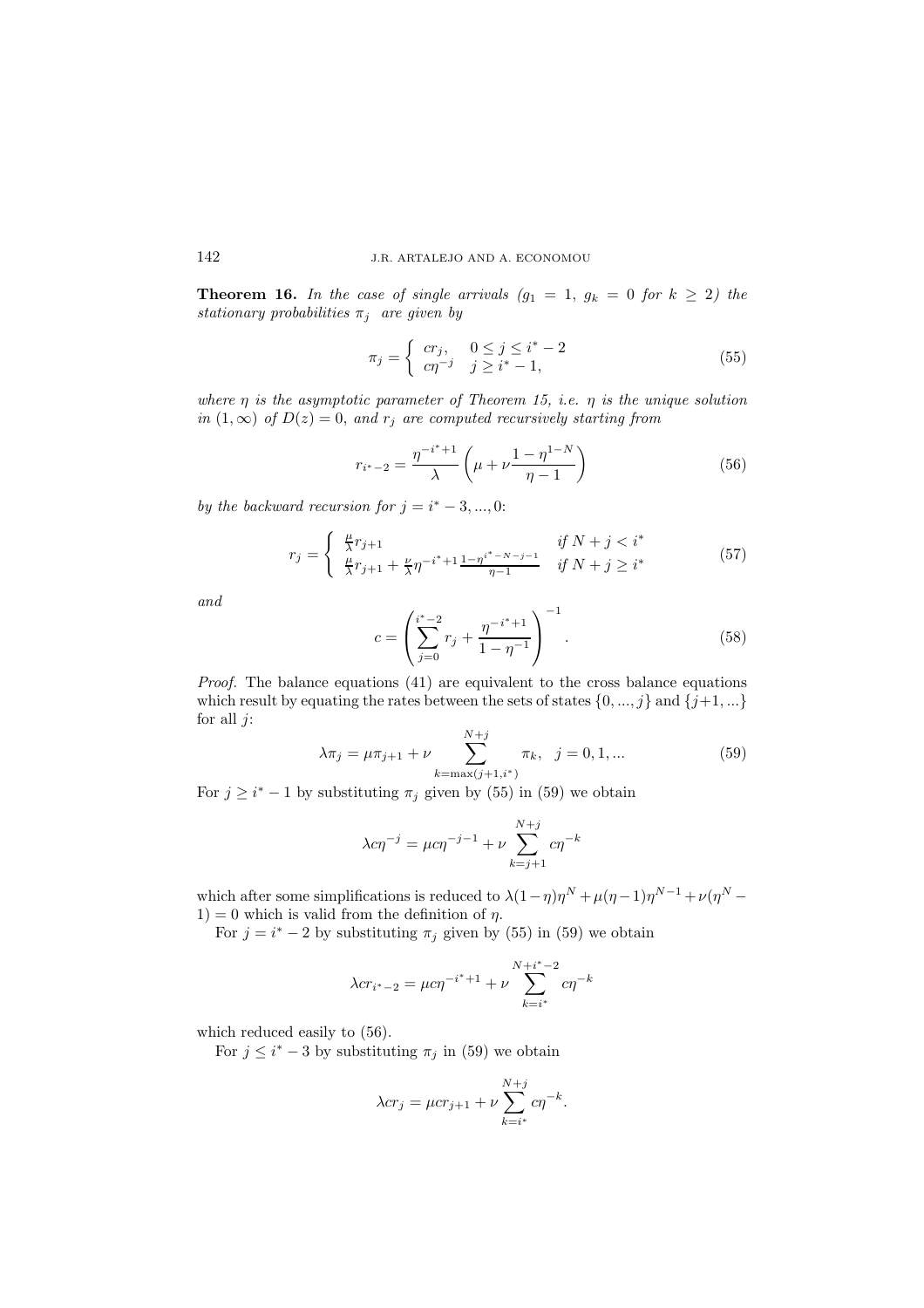**Theorem 16.** *In the case of single arrivals ($g_1 = 1$, $g_k = 0$ for $k \geq 2$) the stationary probabilities $\pi_j$ are given by*

$$\pi_j = \begin{cases} cr_j, & 0 \leq j \leq i^* - 2 \\ c\eta^{-j} & j \geq i^* - 1, \end{cases} \tag{55}$$

*where $\eta$ is the asymptotic parameter of Theorem 15, i.e. $\eta$ is the unique solution in $(1, \infty)$ of $D(z) = 0$, and $r_j$ are computed recursively starting from*

$$r_{i^*-2} = \frac{\eta^{-i^*+1}}{\lambda} \left( \mu + \nu \frac{1 - \eta^{1-N}}{\eta - 1} \right) \tag{56}$$

*by the backward recursion for $j = i^* - 3, ..., 0$:*

$$r_j = \begin{cases} \frac{\mu}{\lambda} r_{j+1} & \text{if } N + j < i^* \\ \frac{\mu}{\lambda} r_{j+1} + \frac{\nu}{\lambda} \eta^{-i^*+1} \frac{1 - \eta^{i^* - N - j - 1}}{\eta - 1} & \text{if } N + j \geq i^* \end{cases} \tag{57}$$

*and*

$$c = \left( \sum_{j=0}^{i^*-2} r_j + \frac{\eta^{-i^*+1}}{1 - \eta^{-1}} \right)^{-1}. \tag{58}$$

*Proof.* The balance equations (41) are equivalent to the cross balance equations which result by equating the rates between the sets of states $\{0, ..., j\}$ and $\{j+1, ...\}$ for all $j$:

$$\lambda \pi_j = \mu \pi_{j+1} + \nu \sum_{k=\max(j+1, i^*)}^{N+j} \pi_k, \quad j = 0, 1, ... \tag{59}$$

For $j \geq i^* - 1$ by substituting $\pi_j$ given by (55) in (59) we obtain

$$\lambda c \eta^{-j} = \mu c \eta^{-j-1} + \nu \sum_{k=j+1}^{N+j} c \eta^{-k}$$

which after some simplifications is reduced to $\lambda(1 - \eta)\eta^N + \mu(\eta - 1)\eta^{N-1} + \nu(\eta^N - 1) = 0$ which is valid from the definition of $\eta$.

For $j = i^* - 2$ by substituting $\pi_j$ given by (55) in (59) we obtain

$$\lambda c r_{i^*-2} = \mu c \eta^{-i^*+1} + \nu \sum_{k=i^*}^{N+i^*-2} c \eta^{-k}$$

which reduced easily to (56).

For $j \leq i^* - 3$ by substituting $\pi_j$ in (59) we obtain

$$\lambda c r_j = \mu c r_{j+1} + \nu \sum_{k=i^*}^{N+j} c \eta^{-k}.$$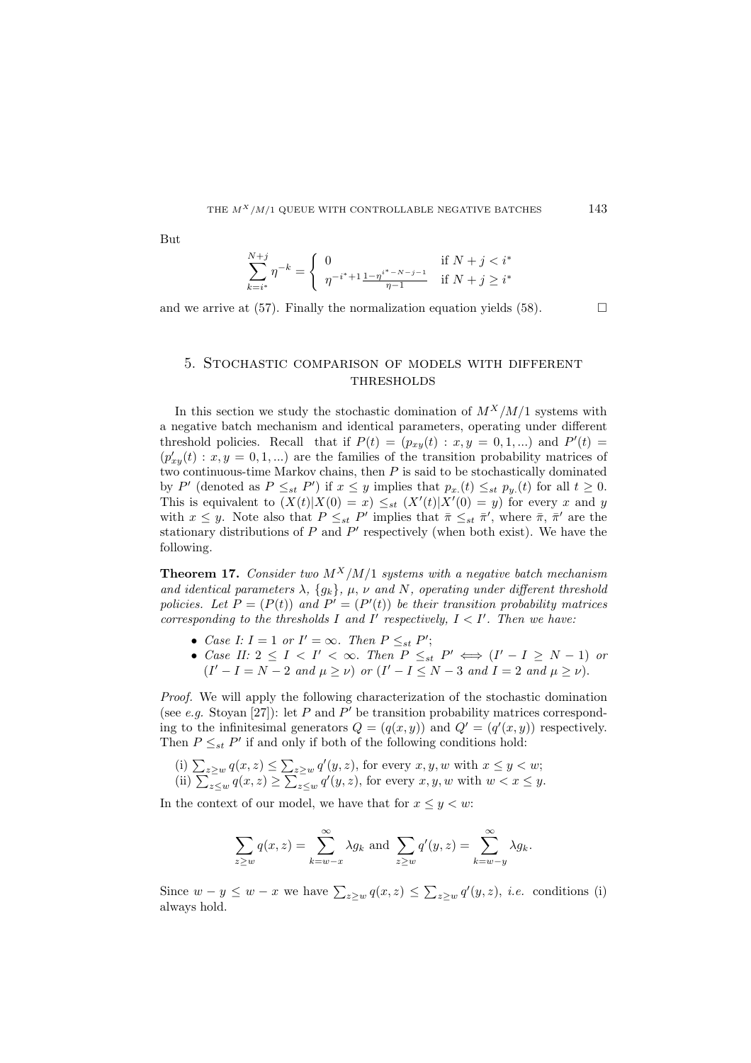But

$$\sum_{k=i^*}^{N+j} \eta^{-k} = \begin{cases} 0 & \text{if } N+j < i^* \\ \eta^{-i^*+1} \frac{1-\eta^{i^*-N-j-1}}{\eta-1} & \text{if } N+j \geq i^* \end{cases}$$

and we arrive at (57). Finally the normalization equation yields (58). □

## 5. Stochastic comparison of models with different thresholds

In this section we study the stochastic domination of $M^X/M/1$ systems with a negative batch mechanism and identical parameters, operating under different threshold policies. Recall that if $P(t) = (p_{xy}(t) : x, y = 0, 1, ...)$ and $P'(t) = (p'_{xy}(t) : x, y = 0, 1, ...)$ are the families of the transition probability matrices of two continuous-time Markov chains, then $P$ is said to be stochastically dominated by $P'$ (denoted as $P \leq_{st} P'$) if $x \leq y$ implies that $p_{x\cdot}(t) \leq_{st} p_{y\cdot}(t)$ for all $t \geq 0$. This is equivalent to $(X(t)|X(0) = x) \leq_{st} (X'(t)|X'(0) = y)$ for every $x$ and $y$ with $x \leq y$. Note also that $P \leq_{st} P'$ implies that $\bar{\pi} \leq_{st} \bar{\pi}'$, where $\bar{\pi}$, $\bar{\pi}'$ are the stationary distributions of $P$ and $P'$ respectively (when both exist). We have the following.

**Theorem 17.** *Consider two $M^X/M/1$ systems with a negative batch mechanism and identical parameters $\lambda$, $\{g_k\}$, $\mu$, $\nu$ and $N$, operating under different threshold policies. Let $P = (P(t))$ and $P' = (P'(t))$ be their transition probability matrices corresponding to the thresholds $I$ and $I'$ respectively, $I < I'$. Then we have:*

- *Case I: $I = 1$ or $I' = \infty$. Then $P \leq_{st} P'$;*
- *Case II: $2 \leq I < I' < \infty$. Then $P \leq_{st} P' \iff (I' - I \geq N - 1)$ or $(I' - I = N - 2$ and $\mu \geq \nu)$ or $(I' - I \leq N - 3$ and $I = 2$ and $\mu \geq \nu)$.*

*Proof.* We will apply the following characterization of the stochastic domination (see *e.g.* Stoyan [27]): let $P$ and $P'$ be transition probability matrices corresponding to the infinitesimal generators $Q = (q(x, y))$ and $Q' = (q'(x, y))$ respectively. Then $P \leq_{st} P'$ if and only if both of the following conditions hold:

(i) $\sum_{z \geq w} q(x, z) \leq \sum_{z \geq w} q'(y, z)$, for every $x, y, w$ with $x \leq y < w$;
(ii) $\sum_{z \leq w} q(x, z) \geq \sum_{z \leq w} q'(y, z)$, for every $x, y, w$ with $w < x \leq y$.

In the context of our model, we have that for $x \leq y < w$:

$$\sum_{z \geq w} q(x, z) = \sum_{k=w-x}^{\infty} \lambda g_k \text{ and } \sum_{z \geq w} q'(y, z) = \sum_{k=w-y}^{\infty} \lambda g_k.$$

Since $w - y \leq w - x$ we have $\sum_{z \geq w} q(x, z) \leq \sum_{z \geq w} q'(y, z)$, *i.e.* conditions (i) always hold.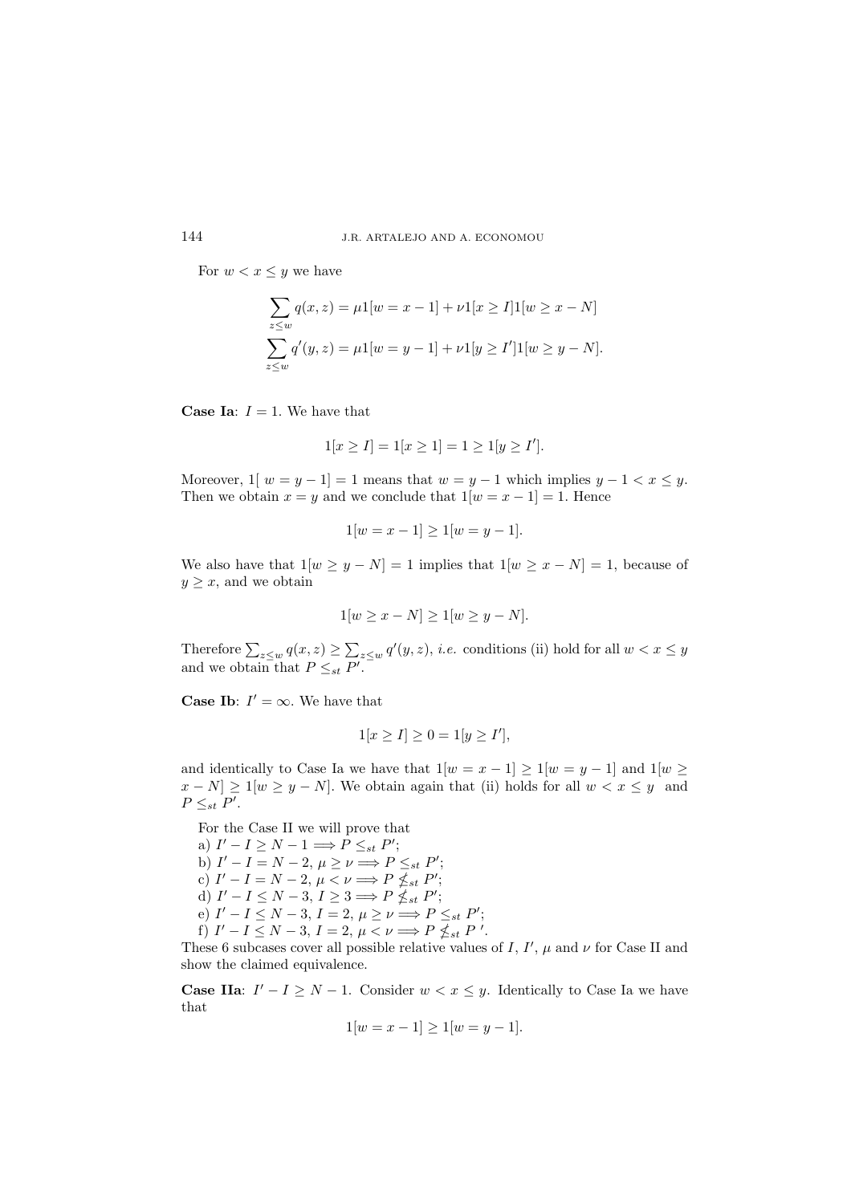For $w < x \leq y$ we have

$$\sum_{z \leq w} q(x,z) = \mu 1[w = x-1] + \nu 1[x \geq I] 1[w \geq x - N]$$

$$\sum_{z \leq w} q'(y,z) = \mu 1[w = y-1] + \nu 1[y \geq I'] 1[w \geq y - N].$$

**Case Ia**: $I = 1$. We have that

$$1[x \geq I] = 1[x \geq 1] = 1 \geq 1[y \geq I'].$$

Moreover, $1[\, w = y-1] = 1$ means that $w = y - 1$ which implies $y - 1 < x \leq y$. Then we obtain $x = y$ and we conclude that $1[w = x-1] = 1$. Hence

$$1[w = x-1] \geq 1[w = y-1].$$

We also have that $1[w \geq y - N] = 1$ implies that $1[w \geq x - N] = 1$, because of $y \geq x$, and we obtain

$$1[w \geq x - N] \geq 1[w \geq y - N].$$

Therefore $\sum_{z \leq w} q(x,z) \geq \sum_{z \leq w} q'(y,z)$, *i.e.* conditions (ii) hold for all $w < x \leq y$ and we obtain that $P \leq_{st} P'$.

**Case Ib**: $I' = \infty$. We have that

$$1[x \geq I] \geq 0 = 1[y \geq I'],$$

and identically to Case Ia we have that $1[w = x-1] \geq 1[w = y-1]$ and $1[w \geq x - N] \geq 1[w \geq y - N]$. We obtain again that (ii) holds for all $w < x \leq y$ and $P \leq_{st} P'$.

For the Case II we will prove that

a) $I' - I \geq N - 1 \Longrightarrow P \leq_{st} P'$;
b) $I' - I = N - 2$, $\mu \geq \nu \Longrightarrow P \leq_{st} P'$;
c) $I' - I = N - 2$, $\mu < \nu \Longrightarrow P \not\leq_{st} P'$;
d) $I' - I \leq N - 3$, $I \geq 3 \Longrightarrow P \not\leq_{st} P'$;
e) $I' - I \leq N - 3$, $I = 2$, $\mu \geq \nu \Longrightarrow P \leq_{st} P'$;
f) $I' - I \leq N - 3$, $I = 2$, $\mu < \nu \Longrightarrow P \not\leq_{st} P'$.

These 6 subcases cover all possible relative values of $I$, $I'$, $\mu$ and $\nu$ for Case II and show the claimed equivalence.

**Case IIa**: $I' - I \geq N - 1$. Consider $w < x \leq y$. Identically to Case Ia we have that

$$1[w = x-1] \geq 1[w = y-1].$$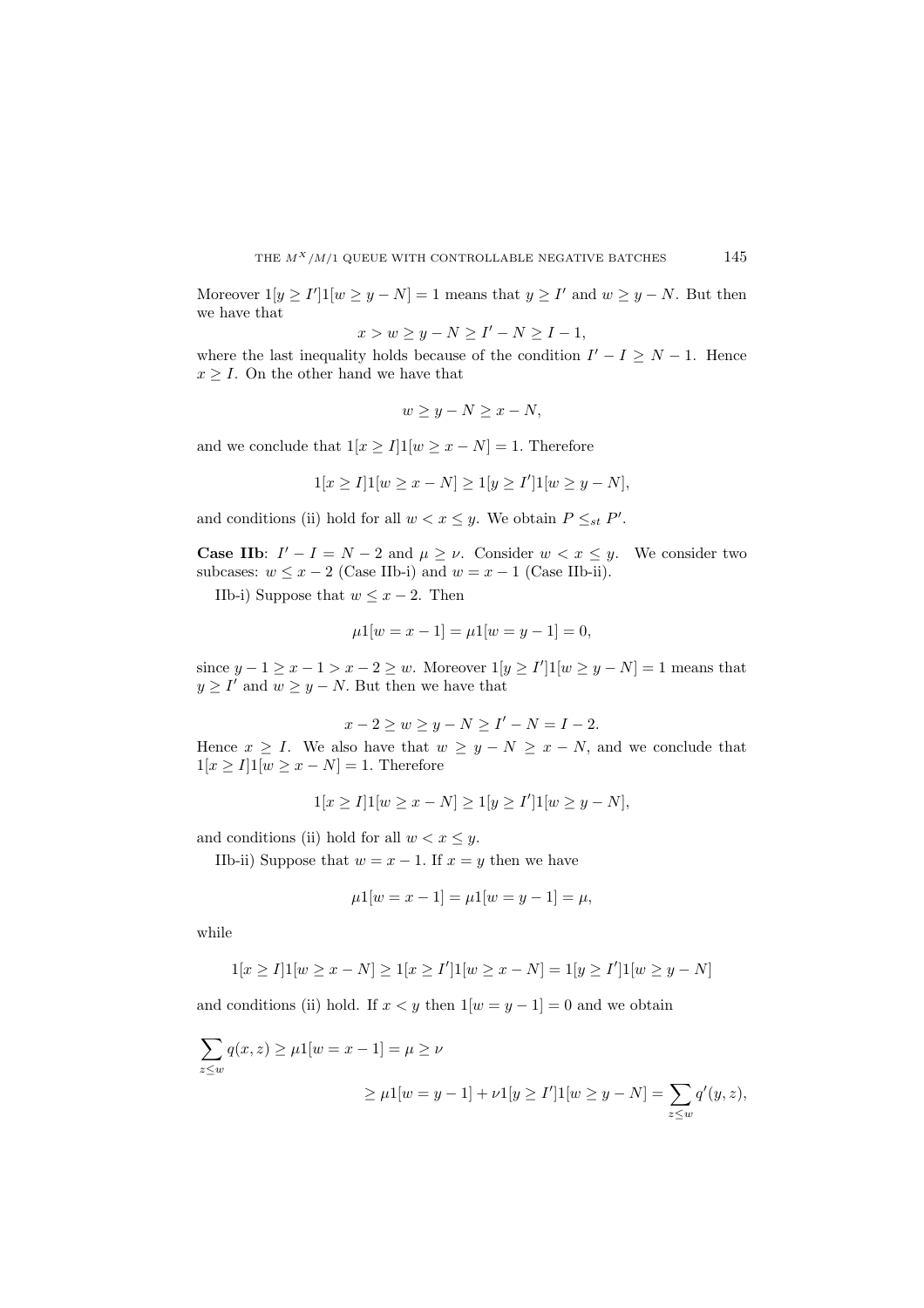Moreover $1[y \geq I']1[w \geq y - N] = 1$ means that $y \geq I'$ and $w \geq y - N$. But then we have that

$$x > w \geq y - N \geq I' - N \geq I - 1,$$

where the last inequality holds because of the condition $I' - I \geq N - 1$. Hence $x \geq I$. On the other hand we have that

$$w \geq y - N \geq x - N,$$

and we conclude that $1[x \geq I]1[w \geq x - N] = 1$. Therefore

$$1[x \geq I]1[w \geq x - N] \geq 1[y \geq I']1[w \geq y - N],$$

and conditions (ii) hold for all $w < x \leq y$. We obtain $P \leq_{st} P'$.

**Case IIb**: $I' - I = N - 2$ and $\mu \geq \nu$. Consider $w < x \leq y$. We consider two subcases: $w \leq x - 2$ (Case IIb-i) and $w = x - 1$ (Case IIb-ii).

IIb-i) Suppose that $w \leq x - 2$. Then

$$\mu 1[w = x - 1] = \mu 1[w = y - 1] = 0,$$

since $y - 1 \geq x - 1 > x - 2 \geq w$. Moreover $1[y \geq I']1[w \geq y - N] = 1$ means that $y \geq I'$ and $w \geq y - N$. But then we have that

$$x - 2 \geq w \geq y - N \geq I' - N = I - 2.$$

Hence $x \geq I$. We also have that $w \geq y - N \geq x - N$, and we conclude that $1[x \geq I]1[w \geq x - N] = 1$. Therefore

$$1[x \geq I]1[w \geq x - N] \geq 1[y \geq I']1[w \geq y - N],$$

and conditions (ii) hold for all $w < x \leq y$.

IIb-ii) Suppose that $w = x - 1$. If $x = y$ then we have

$$\mu 1[w = x - 1] = \mu 1[w = y - 1] = \mu,$$

while

$$1[x \geq I]1[w \geq x - N] \geq 1[x \geq I']1[w \geq x - N] = 1[y \geq I']1[w \geq y - N]$$

and conditions (ii) hold. If $x < y$ then $1[w = y - 1] = 0$ and we obtain

$$\sum_{z \leq w} q(x, z) \geq \mu 1[w = x - 1] = \mu \geq \nu$$

$$\geq \mu 1[w = y - 1] + \nu 1[y \geq I']1[w \geq y - N] = \sum_{z \leq w} q'(y, z),$$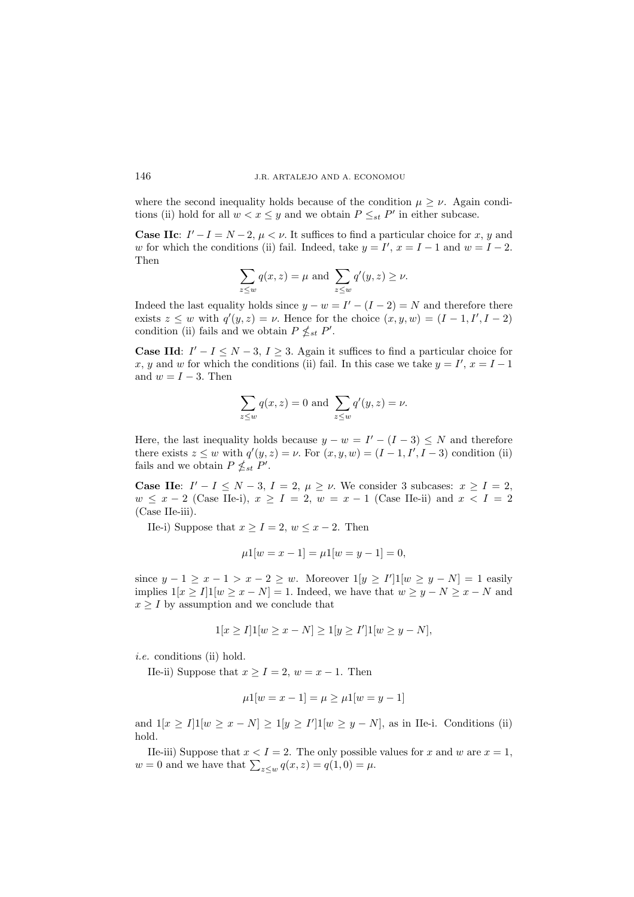where the second inequality holds because of the condition $\mu \geq \nu$. Again conditions (ii) hold for all $w < x \leq y$ and we obtain $P \leq_{st} P'$ in either subcase.

**Case IIc**: $I' - I = N - 2$, $\mu < \nu$. It suffices to find a particular choice for $x$, $y$ and $w$ for which the conditions (ii) fail. Indeed, take $y = I'$, $x = I - 1$ and $w = I - 2$. Then

$$\sum_{z \leq w} q(x, z) = \mu \text{ and } \sum_{z \leq w} q'(y, z) \geq \nu.$$

Indeed the last equality holds since $y - w = I' - (I - 2) = N$ and therefore there exists $z \leq w$ with $q'(y, z) = \nu$. Hence for the choice $(x, y, w) = (I - 1, I', I - 2)$ condition (ii) fails and we obtain $P \nleq_{st} P'$.

**Case IId**: $I' - I \leq N - 3$, $I \geq 3$. Again it suffices to find a particular choice for $x$, $y$ and $w$ for which the conditions (ii) fail. In this case we take $y = I'$, $x = I - 1$ and $w = I - 3$. Then

$$\sum_{z \leq w} q(x, z) = 0 \text{ and } \sum_{z \leq w} q'(y, z) = \nu.$$

Here, the last inequality holds because $y - w = I' - (I - 3) \leq N$ and therefore there exists $z \leq w$ with $q'(y, z) = \nu$. For $(x, y, w) = (I - 1, I', I - 3)$ condition (ii) fails and we obtain $P \nleq_{st} P'$.

**Case IIe**: $I' - I \leq N - 3$, $I = 2$, $\mu \geq \nu$. We consider 3 subcases: $x \geq I = 2$, $w \leq x - 2$ (Case IIe-i), $x \geq I = 2$, $w = x - 1$ (Case IIe-ii) and $x < I = 2$ (Case IIe-iii).

IIe-i) Suppose that $x \geq I = 2$, $w \leq x - 2$. Then

$$\mu 1[w = x - 1] = \mu 1[w = y - 1] = 0,$$

since $y - 1 \geq x - 1 > x - 2 \geq w$. Moreover $1[y \geq I']1[w \geq y - N] = 1$ easily implies $1[x \geq I]1[w \geq x - N] = 1$. Indeed, we have that $w \geq y - N \geq x - N$ and $x \geq I$ by assumption and we conclude that

$$1[x \geq I]1[w \geq x - N] \geq 1[y \geq I']1[w \geq y - N],$$

*i.e.* conditions (ii) hold.

IIe-ii) Suppose that $x \geq I = 2$, $w = x - 1$. Then

$$\mu 1[w = x - 1] = \mu \geq \mu 1[w = y - 1]$$

and $1[x \geq I]1[w \geq x - N] \geq 1[y \geq I']1[w \geq y - N]$, as in IIe-i. Conditions (ii) hold.

IIe-iii) Suppose that $x < I = 2$. The only possible values for $x$ and $w$ are $x = 1$, $w = 0$ and we have that $\sum_{z \leq w} q(x, z) = q(1, 0) = \mu$.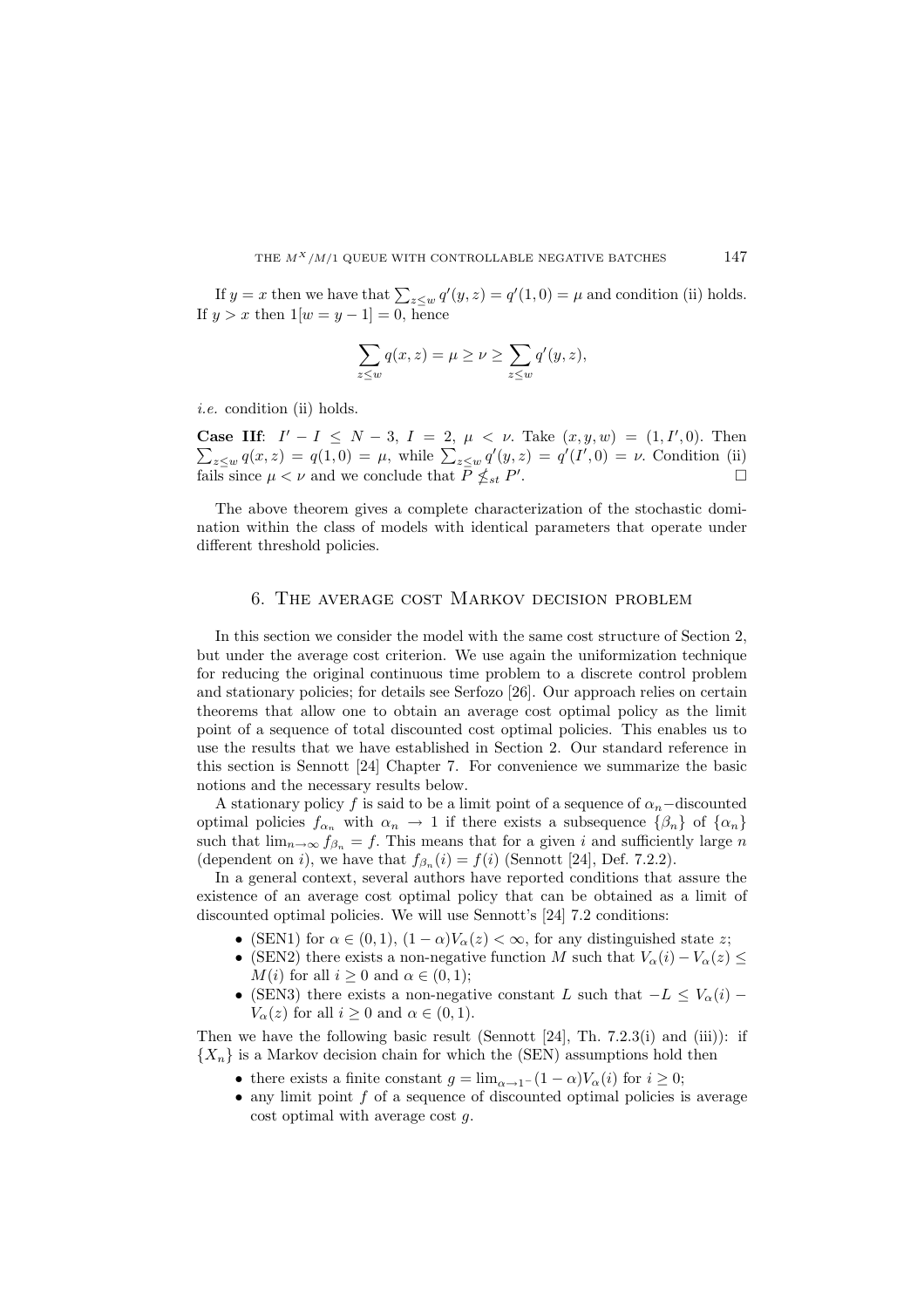If $y = x$ then we have that $\sum_{z \le w} q'(y,z) = q'(1,0) = \mu$ and condition (ii) holds. If $y > x$ then $1[w = y-1] = 0$, hence

$$\sum_{z \le w} q(x,z) = \mu \ge \nu \ge \sum_{z \le w} q'(y,z),$$

*i.e.* condition (ii) holds.

**Case IIf**: $I' - I \le N - 3$, $I = 2$, $\mu < \nu$. Take $(x,y,w) = (1, I', 0)$. Then $\sum_{z \le w} q(x,z) = q(1,0) = \mu$, while $\sum_{z \le w} q'(y,z) = q'(I',0) = \nu$. Condition (ii) fails since $\mu < \nu$ and we conclude that $P \not\le_{st} P'$. □

The above theorem gives a complete characterization of the stochastic domination within the class of models with identical parameters that operate under different threshold policies.

## 6. The average cost Markov decision problem

In this section we consider the model with the same cost structure of Section 2, but under the average cost criterion. We use again the uniformization technique for reducing the original continuous time problem to a discrete control problem and stationary policies; for details see Serfozo [26]. Our approach relies on certain theorems that allow one to obtain an average cost optimal policy as the limit point of a sequence of total discounted cost optimal policies. This enables us to use the results that we have established in Section 2. Our standard reference in this section is Sennott [24] Chapter 7. For convenience we summarize the basic notions and the necessary results below.

A stationary policy $f$ is said to be a limit point of a sequence of $\alpha_n-$discounted optimal policies $f_{\alpha_n}$ with $\alpha_n \to 1$ if there exists a subsequence $\{\beta_n\}$ of $\{\alpha_n\}$ such that $\lim_{n\to\infty} f_{\beta_n} = f$. This means that for a given $i$ and sufficiently large $n$ (dependent on $i$), we have that $f_{\beta_n}(i) = f(i)$ (Sennott [24], Def. 7.2.2).

In a general context, several authors have reported conditions that assure the existence of an average cost optimal policy that can be obtained as a limit of discounted optimal policies. We will use Sennott's [24] 7.2 conditions:

- (SEN1) for $\alpha \in (0,1)$, $(1-\alpha)V_\alpha(z) < \infty$, for any distinguished state $z$;
- (SEN2) there exists a non-negative function $M$ such that $V_\alpha(i) - V_\alpha(z) \le M(i)$ for all $i \ge 0$ and $\alpha \in (0,1)$;
- (SEN3) there exists a non-negative constant $L$ such that $-L \le V_\alpha(i) - V_\alpha(z)$ for all $i \ge 0$ and $\alpha \in (0,1)$.

Then we have the following basic result (Sennott [24], Th. 7.2.3(i) and (iii)): if $\{X_n\}$ is a Markov decision chain for which the (SEN) assumptions hold then

- there exists a finite constant $g = \lim_{\alpha\to 1^-}(1-\alpha)V_\alpha(i)$ for $i \ge 0$;
- any limit point $f$ of a sequence of discounted optimal policies is average cost optimal with average cost $g$.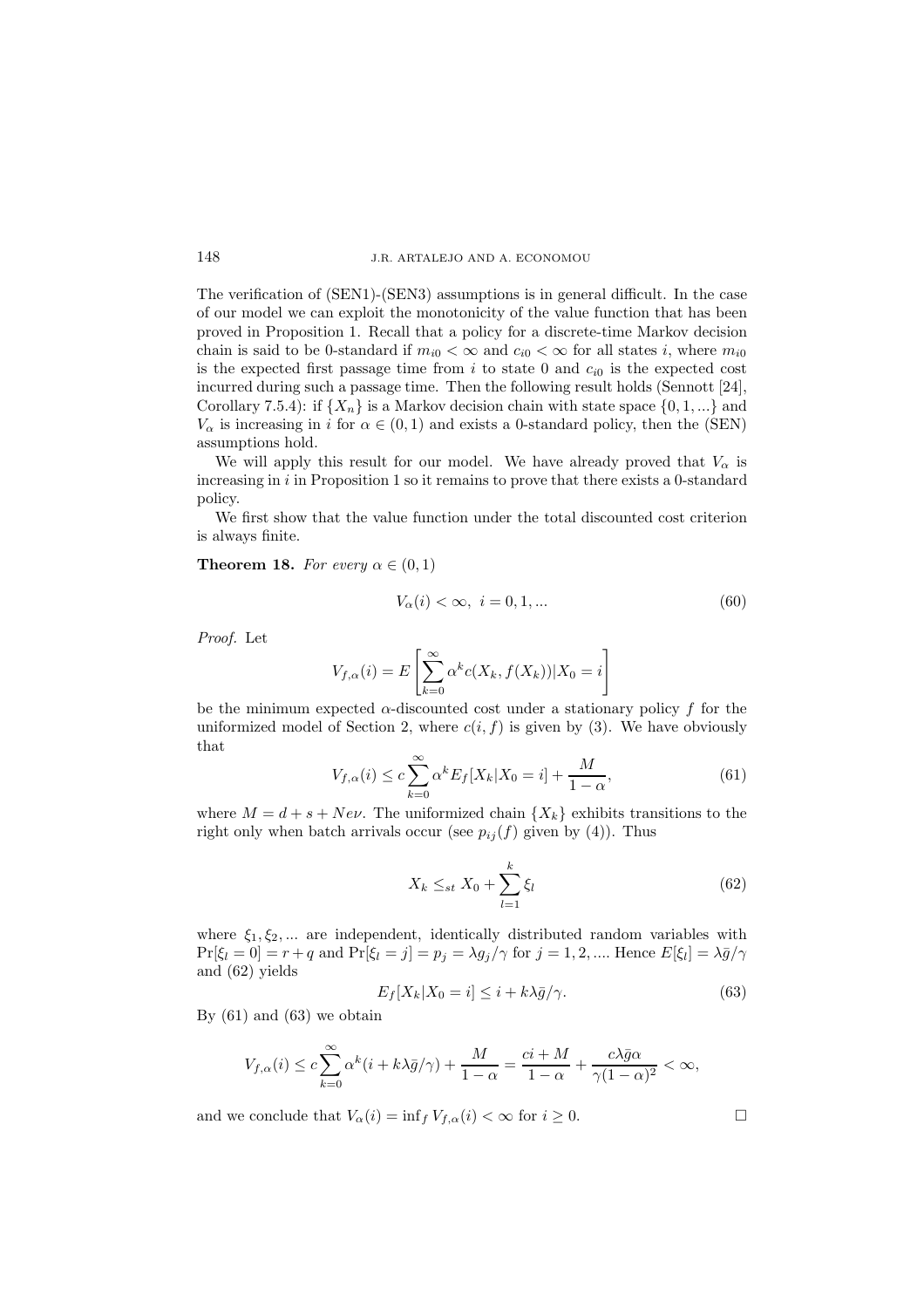The verification of (SEN1)-(SEN3) assumptions is in general difficult. In the case of our model we can exploit the monotonicity of the value function that has been proved in Proposition 1. Recall that a policy for a discrete-time Markov decision chain is said to be 0-standard if $m_{i0} < \infty$ and $c_{i0} < \infty$ for all states $i$, where $m_{i0}$ is the expected first passage time from $i$ to state 0 and $c_{i0}$ is the expected cost incurred during such a passage time. Then the following result holds (Sennott [24], Corollary 7.5.4): if $\{X_n\}$ is a Markov decision chain with state space $\{0, 1, ...\}$ and $V_\alpha$ is increasing in $i$ for $\alpha \in (0, 1)$ and exists a 0-standard policy, then the (SEN) assumptions hold.

We will apply this result for our model. We have already proved that $V_\alpha$ is increasing in $i$ in Proposition 1 so it remains to prove that there exists a 0-standard policy.

We first show that the value function under the total discounted cost criterion is always finite.

**Theorem 18.** *For every* $\alpha \in (0, 1)$

$$V_\alpha(i) < \infty, \ i = 0, 1, ... \tag{60}$$

*Proof.* Let

$$V_{f,\alpha}(i) = E\left[\sum_{k=0}^{\infty} \alpha^k c(X_k, f(X_k)) | X_0 = i\right]$$

be the minimum expected $\alpha$-discounted cost under a stationary policy $f$ for the uniformized model of Section 2, where $c(i, f)$ is given by (3). We have obviously that

$$V_{f,\alpha}(i) \leq c \sum_{k=0}^{\infty} \alpha^k E_f[X_k | X_0 = i] + \frac{M}{1 - \alpha}, \tag{61}$$

where $M = d + s + Ne\nu$. The uniformized chain $\{X_k\}$ exhibits transitions to the right only when batch arrivals occur (see $p_{ij}(f)$ given by (4)). Thus

$$X_k \leq_{st} X_0 + \sum_{l=1}^{k} \xi_l \tag{62}$$

where $\xi_1, \xi_2, ...$ are independent, identically distributed random variables with $\Pr[\xi_l = 0] = r + q$ and $\Pr[\xi_l = j] = p_j = \lambda g_j / \gamma$ for $j = 1, 2, ....$ Hence $E[\xi_l] = \lambda \bar{g} / \gamma$ and (62) yields

$$E_f[X_k | X_0 = i] \leq i + k\lambda\bar{g}/\gamma. \tag{63}$$

By (61) and (63) we obtain

$$V_{f,\alpha}(i) \leq c \sum_{k=0}^{\infty} \alpha^k (i + k\lambda\bar{g}/\gamma) + \frac{M}{1 - \alpha} = \frac{ci + M}{1 - \alpha} + \frac{c\lambda\bar{g}\alpha}{\gamma(1 - \alpha)^2} < \infty,$$

and we conclude that $V_\alpha(i) = \inf_f V_{f,\alpha}(i) < \infty$ for $i \geq 0$. $\square$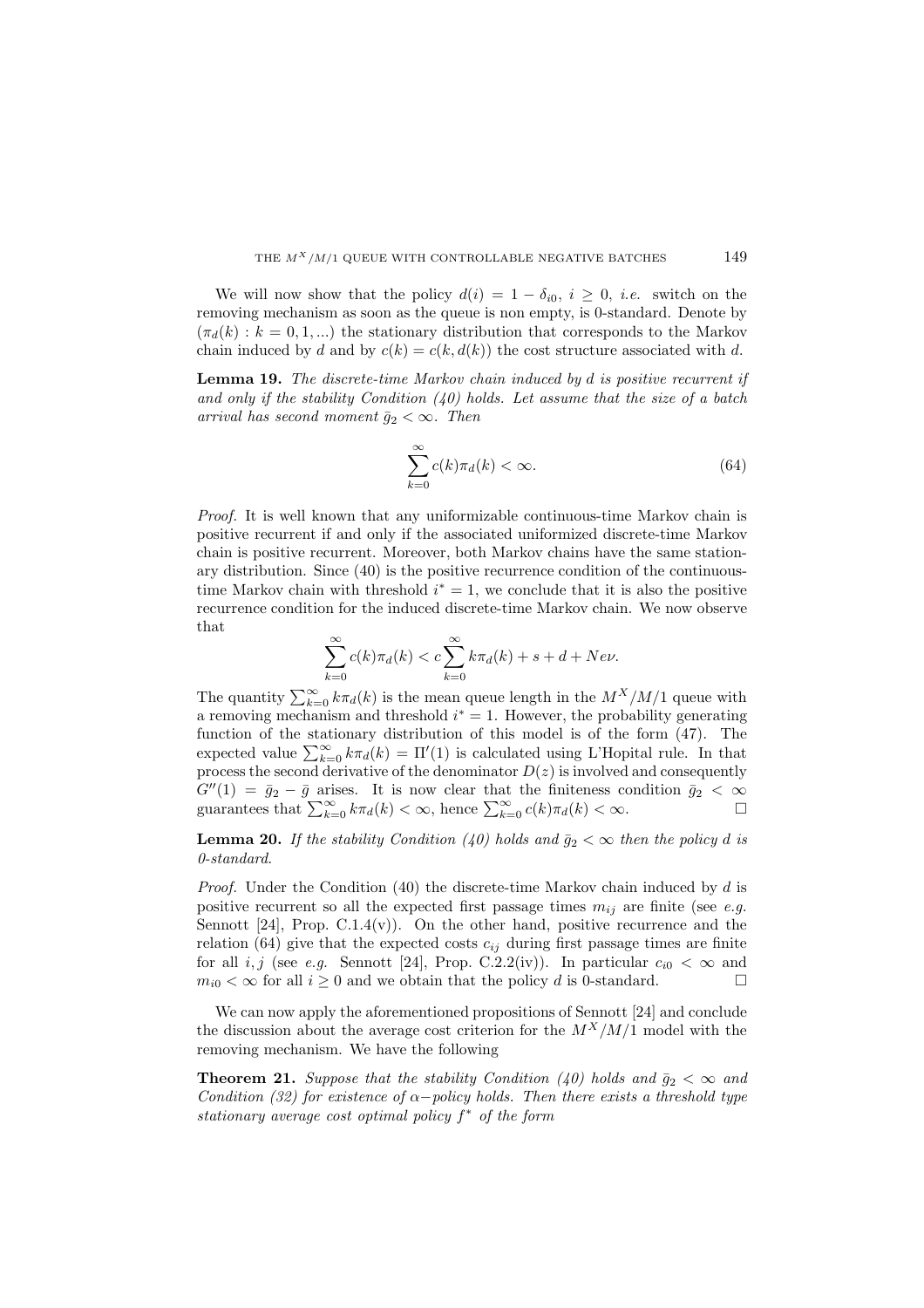We will now show that the policy $d(i) = 1 - \delta_{i0}$, $i \geq 0$, *i.e.* switch on the removing mechanism as soon as the queue is non empty, is 0-standard. Denote by $(\pi_d(k) : k = 0, 1, ...)$ the stationary distribution that corresponds to the Markov chain induced by $d$ and by $c(k) = c(k, d(k))$ the cost structure associated with $d$.

**Lemma 19.** *The discrete-time Markov chain induced by $d$ is positive recurrent if and only if the stability Condition (40) holds. Let assume that the size of a batch arrival has second moment $\bar{g}_2 < \infty$. Then*

$$\sum_{k=0}^{\infty} c(k)\pi_d(k) < \infty. \tag{64}$$

*Proof.* It is well known that any uniformizable continuous-time Markov chain is positive recurrent if and only if the associated uniformized discrete-time Markov chain is positive recurrent. Moreover, both Markov chains have the same stationary distribution. Since (40) is the positive recurrence condition of the continuous-time Markov chain with threshold $i^* = 1$, we conclude that it is also the positive recurrence condition for the induced discrete-time Markov chain. We now observe that

$$\sum_{k=0}^{\infty} c(k)\pi_d(k) < c\sum_{k=0}^{\infty} k\pi_d(k) + s + d + Ne\nu.$$

The quantity $\sum_{k=0}^{\infty} k\pi_d(k)$ is the mean queue length in the $M^X/M/1$ queue with a removing mechanism and threshold $i^* = 1$. However, the probability generating function of the stationary distribution of this model is of the form (47). The expected value $\sum_{k=0}^{\infty} k\pi_d(k) = \Pi'(1)$ is calculated using L'Hopital rule. In that process the second derivative of the denominator $D(z)$ is involved and consequently $G''(1) = \bar{g}_2 - \bar{g}$ arises. It is now clear that the finiteness condition $\bar{g}_2 < \infty$ guarantees that $\sum_{k=0}^{\infty} k\pi_d(k) < \infty$, hence $\sum_{k=0}^{\infty} c(k)\pi_d(k) < \infty$. □

**Lemma 20.** *If the stability Condition (40) holds and $\bar{g}_2 < \infty$ then the policy $d$ is 0-standard.*

*Proof.* Under the Condition (40) the discrete-time Markov chain induced by $d$ is positive recurrent so all the expected first passage times $m_{ij}$ are finite (see *e.g.* Sennott [24], Prop. C.1.4(v)). On the other hand, positive recurrence and the relation (64) give that the expected costs $c_{ij}$ during first passage times are finite for all $i, j$ (see *e.g.* Sennott [24], Prop. C.2.2(iv)). In particular $c_{i0} < \infty$ and $m_{i0} < \infty$ for all $i \geq 0$ and we obtain that the policy $d$ is 0-standard. □

We can now apply the aforementioned propositions of Sennott [24] and conclude the discussion about the average cost criterion for the $M^X/M/1$ model with the removing mechanism. We have the following

**Theorem 21.** *Suppose that the stability Condition (40) holds and $\bar{g}_2 < \infty$ and Condition (32) for existence of $\alpha-$policy holds. Then there exists a threshold type stationary average cost optimal policy $f^*$ of the form*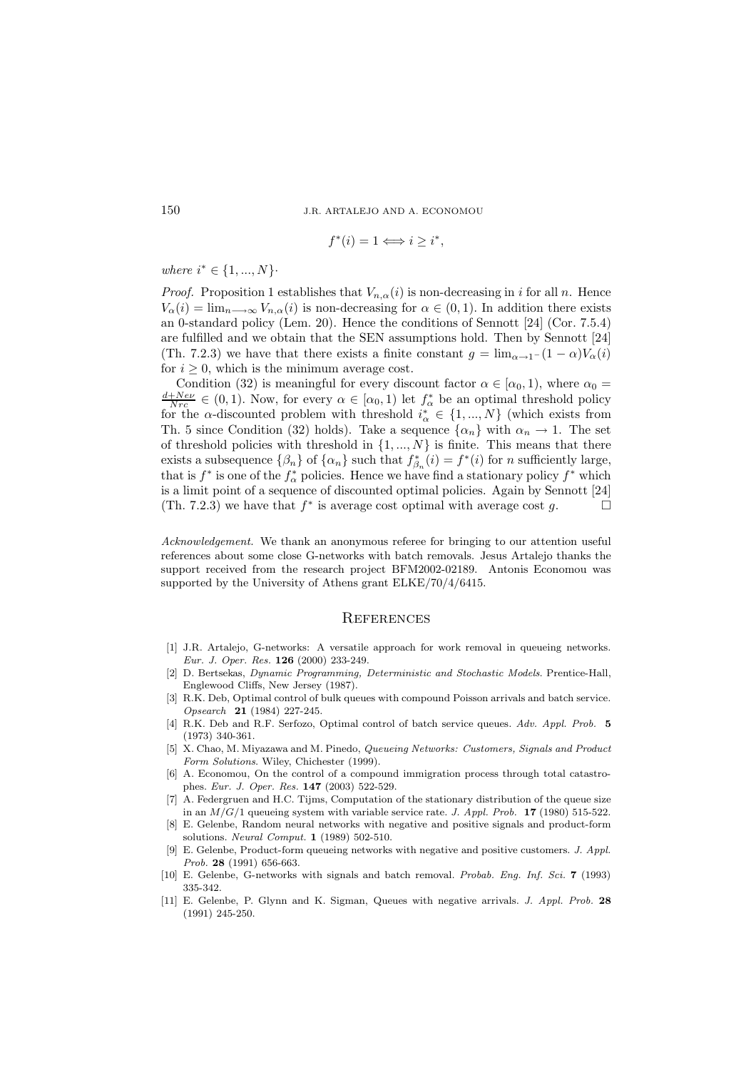$$f^*(i) = 1 \Longleftrightarrow i \geq i^*,$$

*where* $i^* \in \{1, ..., N\}$.

*Proof.* Proposition 1 establishes that $V_{n,\alpha}(i)$ is non-decreasing in $i$ for all $n$. Hence $V_\alpha(i) = \lim_{n \longrightarrow \infty} V_{n,\alpha}(i)$ is non-decreasing for $\alpha \in (0, 1)$. In addition there exists an 0-standard policy (Lem. 20). Hence the conditions of Sennott [24] (Cor. 7.5.4) are fulfilled and we obtain that the SEN assumptions hold. Then by Sennott [24] (Th. 7.2.3) we have that there exists a finite constant $g = \lim_{\alpha \to 1^-}(1 - \alpha)V_\alpha(i)$ for $i \geq 0$, which is the minimum average cost.

Condition (32) is meaningful for every discount factor $\alpha \in [\alpha_0, 1)$, where $\alpha_0 = \frac{d+Ne\nu}{Nrc} \in (0, 1)$. Now, for every $\alpha \in [\alpha_0, 1)$ let $f_\alpha^*$ be an optimal threshold policy for the $\alpha$-discounted problem with threshold $i_\alpha^* \in \{1, ..., N\}$ (which exists from Th. 5 since Condition (32) holds). Take a sequence $\{\alpha_n\}$ with $\alpha_n \to 1$. The set of threshold policies with threshold in $\{1, ..., N\}$ is finite. This means that there exists a subsequence $\{\beta_n\}$ of $\{\alpha_n\}$ such that $f_{\beta_n}^*(i) = f^*(i)$ for $n$ sufficiently large, that is $f^*$ is one of the $f_\alpha^*$ policies. Hence we have find a stationary policy $f^*$ which is a limit point of a sequence of discounted optimal policies. Again by Sennott [24] (Th. 7.2.3) we have that $f^*$ is average cost optimal with average cost $g$. □

*Acknowledgement.* We thank an anonymous referee for bringing to our attention useful references about some close G-networks with batch removals. Jesus Artalejo thanks the support received from the research project BFM2002-02189. Antonis Economou was supported by the University of Athens grant ELKE/70/4/6415.

## References

[1] J.R. Artalejo, G-networks: A versatile approach for work removal in queueing networks. *Eur. J. Oper. Res.* **126** (2000) 233-249.

[2] D. Bertsekas, *Dynamic Programming, Deterministic and Stochastic Models*. Prentice-Hall, Englewood Cliffs, New Jersey (1987).

[3] R.K. Deb, Optimal control of bulk queues with compound Poisson arrivals and batch service. *Opsearch* **21** (1984) 227-245.

[4] R.K. Deb and R.F. Serfozo, Optimal control of batch service queues. *Adv. Appl. Prob.* **5** (1973) 340-361.

[5] X. Chao, M. Miyazawa and M. Pinedo, *Queueing Networks: Customers, Signals and Product Form Solutions*. Wiley, Chichester (1999).

[6] A. Economou, On the control of a compound immigration process through total catastrophes. *Eur. J. Oper. Res.* **147** (2003) 522-529.

[7] A. Federgruen and H.C. Tijms, Computation of the stationary distribution of the queue size in an $M/G/1$ queueing system with variable service rate. *J. Appl. Prob.* **17** (1980) 515-522.

[8] E. Gelenbe, Random neural networks with negative and positive signals and product-form solutions. *Neural Comput.* **1** (1989) 502-510.

[9] E. Gelenbe, Product-form queueing networks with negative and positive customers. *J. Appl. Prob.* **28** (1991) 656-663.

[10] E. Gelenbe, G-networks with signals and batch removal. *Probab. Eng. Inf. Sci.* **7** (1993) 335-342.

[11] E. Gelenbe, P. Glynn and K. Sigman, Queues with negative arrivals. *J. Appl. Prob.* **28** (1991) 245-250.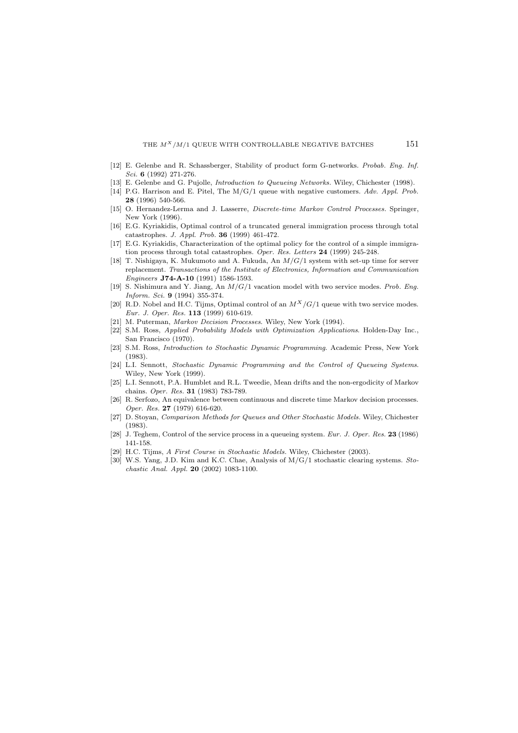[12] E. Gelenbe and R. Schassberger, Stability of product form G-networks. *Probab. Eng. Inf. Sci.* **6** (1992) 271-276.

[13] E. Gelenbe and G. Pujolle, *Introduction to Queueing Networks*. Wiley, Chichester (1998).

[14] P.G. Harrison and E. Pitel, The M/G/1 queue with negative customers. *Adv. Appl. Prob.* **28** (1996) 540-566.

[15] O. Hernandez-Lerma and J. Lasserre, *Discrete-time Markov Control Processes*. Springer, New York (1996).

[16] E.G. Kyriakidis, Optimal control of a truncated general immigration process through total catastrophes. *J. Appl. Prob.* **36** (1999) 461-472.

[17] E.G. Kyriakidis, Characterization of the optimal policy for the control of a simple immigration process through total catastrophes. *Oper. Res. Letters* **24** (1999) 245-248.

[18] T. Nishigaya, K. Mukumoto and A. Fukuda, An $M/G/1$ system with set-up time for server replacement. *Transactions of the Institute of Electronics, Information and Communication Engineers* **J74-A-10** (1991) 1586-1593.

[19] S. Nishimura and Y. Jiang, An $M/G/1$ vacation model with two service modes. *Prob. Eng. Inform. Sci.* **9** (1994) 355-374.

[20] R.D. Nobel and H.C. Tijms, Optimal control of an $M^X/G/1$ queue with two service modes. *Eur. J. Oper. Res.* **113** (1999) 610-619.

[21] M. Puterman, *Markov Decision Processes*. Wiley, New York (1994).

[22] S.M. Ross, *Applied Probability Models with Optimization Applications*. Holden-Day Inc., San Francisco (1970).

[23] S.M. Ross, *Introduction to Stochastic Dynamic Programming*. Academic Press, New York (1983).

[24] L.I. Sennott, *Stochastic Dynamic Programming and the Control of Queueing Systems*. Wiley, New York (1999).

[25] L.I. Sennott, P.A. Humblet and R.L. Tweedie, Mean drifts and the non-ergodicity of Markov chains. *Oper. Res.* **31** (1983) 783-789.

[26] R. Serfozo, An equivalence between continuous and discrete time Markov decision processes. *Oper. Res.* **27** (1979) 616-620.

[27] D. Stoyan, *Comparison Methods for Queues and Other Stochastic Models*. Wiley, Chichester (1983).

[28] J. Teghem, Control of the service process in a queueing system. *Eur. J. Oper. Res.* **23** (1986) 141-158.

[29] H.C. Tijms, *A First Course in Stochastic Models*. Wiley, Chichester (2003).

[30] W.S. Yang, J.D. Kim and K.C. Chae, Analysis of M/G/1 stochastic clearing systems. *Stochastic Anal. Appl.* **20** (2002) 1083-1100.